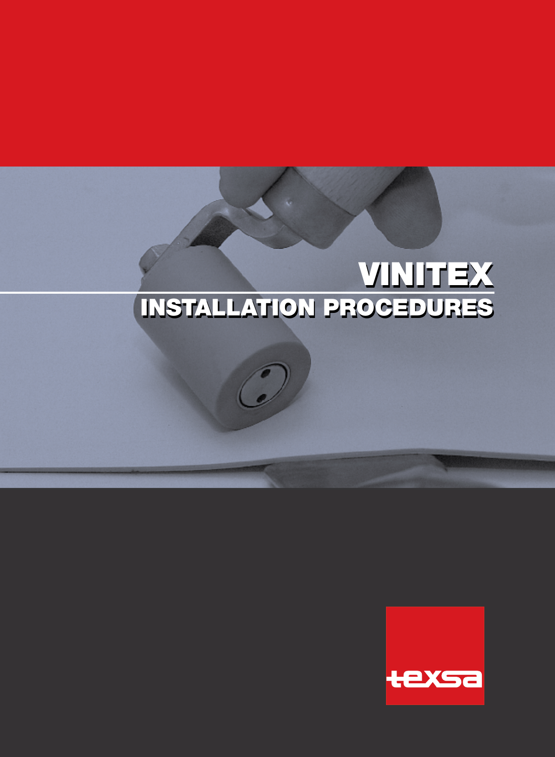# VINITEX

## INSTALLATION PROCEDURES

texsa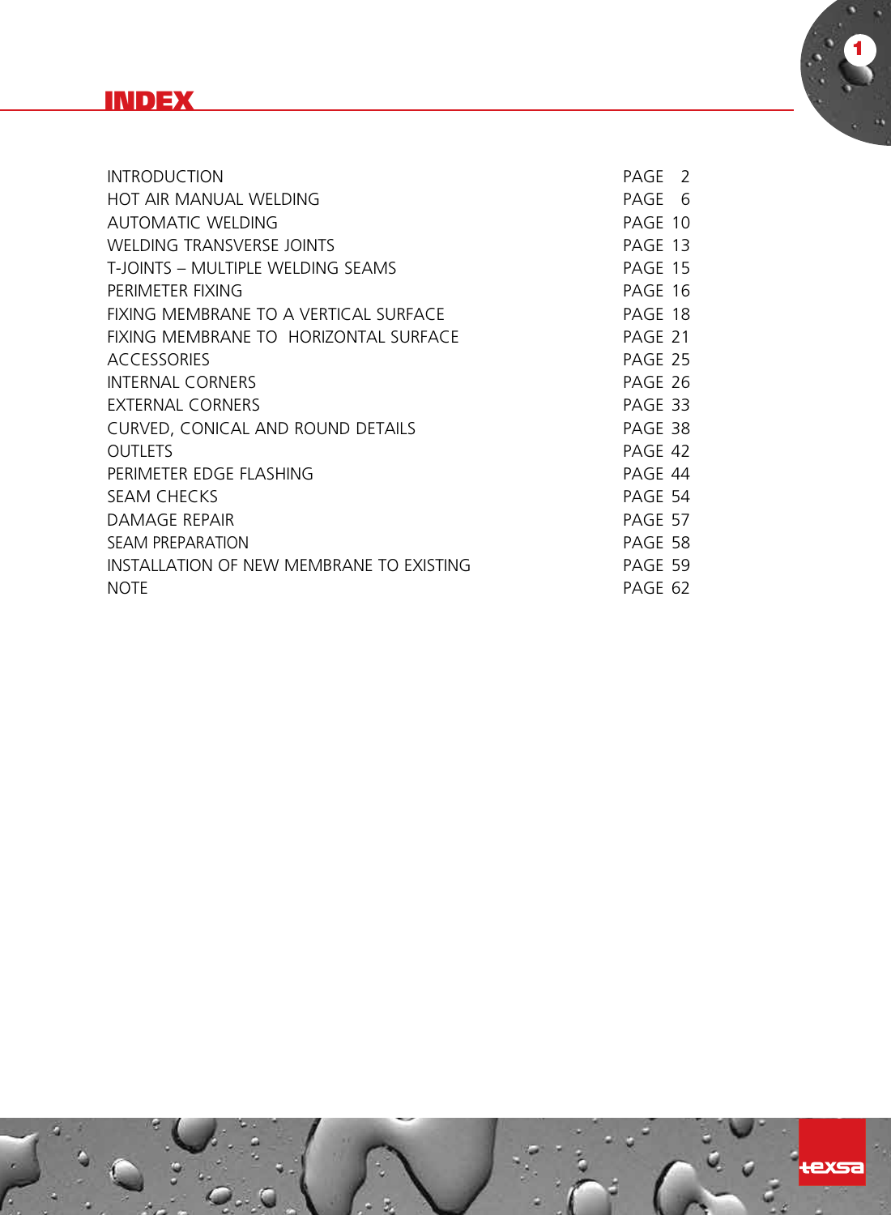# INDEX

| | |
|---|---|
| INTRODUCTION | PAGE 2 |
| HOT AIR MANUAL WELDING | PAGE 6 |
| AUTOMATIC WELDING | PAGE 10 |
| WELDING TRANSVERSE JOINTS | PAGE 13 |
| T-JOINTS – MULTIPLE WELDING SEAMS | PAGE 15 |
| PERIMETER FIXING | PAGE 16 |
| FIXING MEMBRANE TO A VERTICAL SURFACE | PAGE 18 |
| FIXING MEMBRANE TO HORIZONTAL SURFACE | PAGE 21 |
| ACCESSORIES | PAGE 25 |
| INTERNAL CORNERS | PAGE 26 |
| EXTERNAL CORNERS | PAGE 33 |
| CURVED, CONICAL AND ROUND DETAILS | PAGE 38 |
| OUTLETS | PAGE 42 |
| PERIMETER EDGE FLASHING | PAGE 44 |
| SEAM CHECKS | PAGE 54 |
| DAMAGE REPAIR | PAGE 57 |
| SEAM PREPARATION | PAGE 58 |
| INSTALLATION OF NEW MEMBRANE TO EXISTING | PAGE 59 |
| NOTE | PAGE 62 |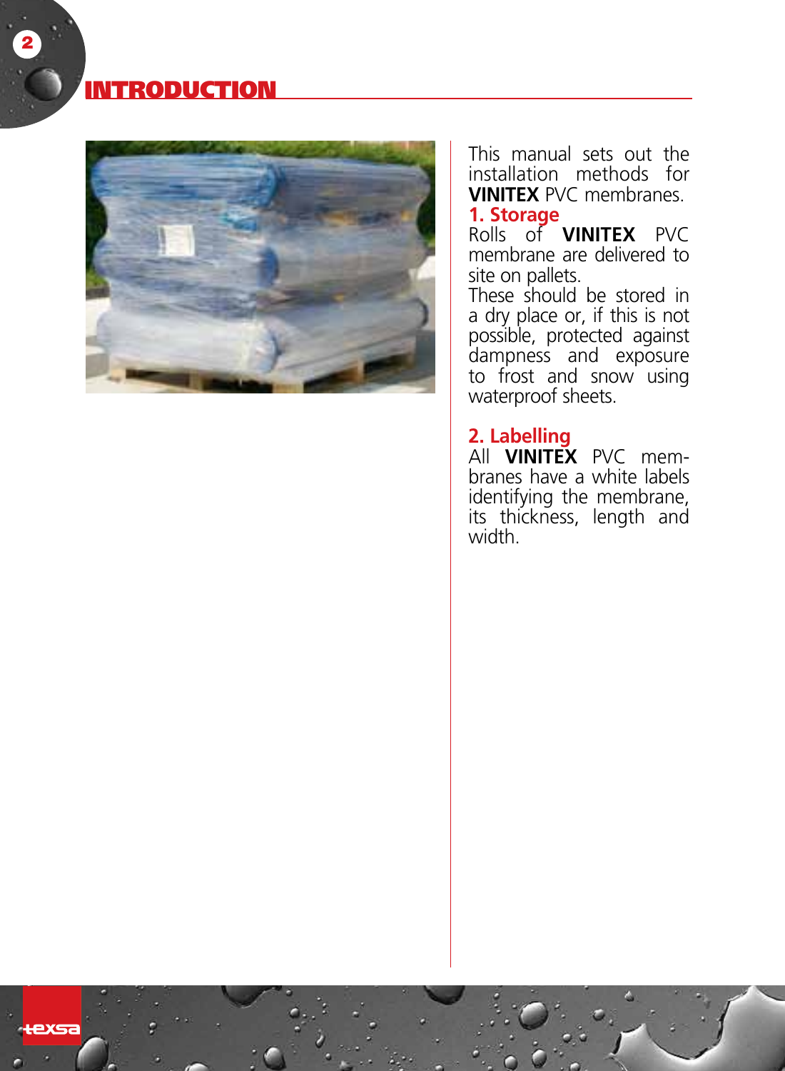# INTRODUCTION

This manual sets out the installation methods for **VINITEX** PVC membranes.

## 1. Storage

Rolls of **VINITEX** PVC membrane are delivered to site on pallets.

These should be stored in a dry place or, if this is not possible, protected against dampness and exposure to frost and snow using waterproof sheets.

## 2. Labelling

All **VINITEX** PVC membranes have a white labels identifying the membrane, its thickness, length and width.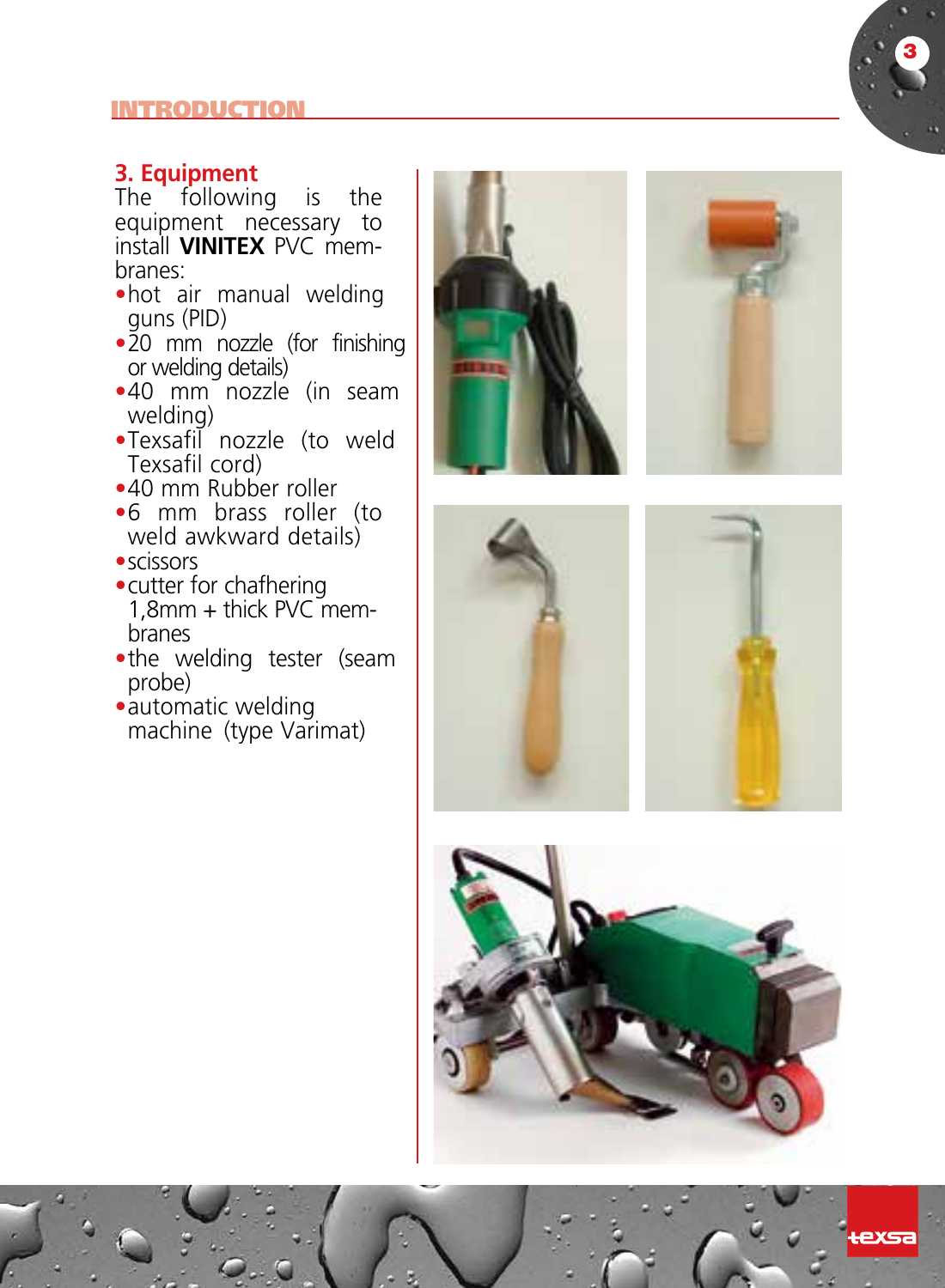## 3. Equipment

The following is the equipment necessary to install **VINITEX** PVC membranes:

- hot air manual welding guns (PID)
- 20 mm nozzle (for finishing or welding details)
- 40 mm nozzle (in seam welding)
- Texsafil nozzle (to weld Texsafil cord)
- 40 mm Rubber roller
- 6 mm brass roller (to weld awkward details)
- scissors
- cutter for chafhering 1,8mm + thick PVC membranes
- the welding tester (seam probe)
- automatic welding machine (type Varimat)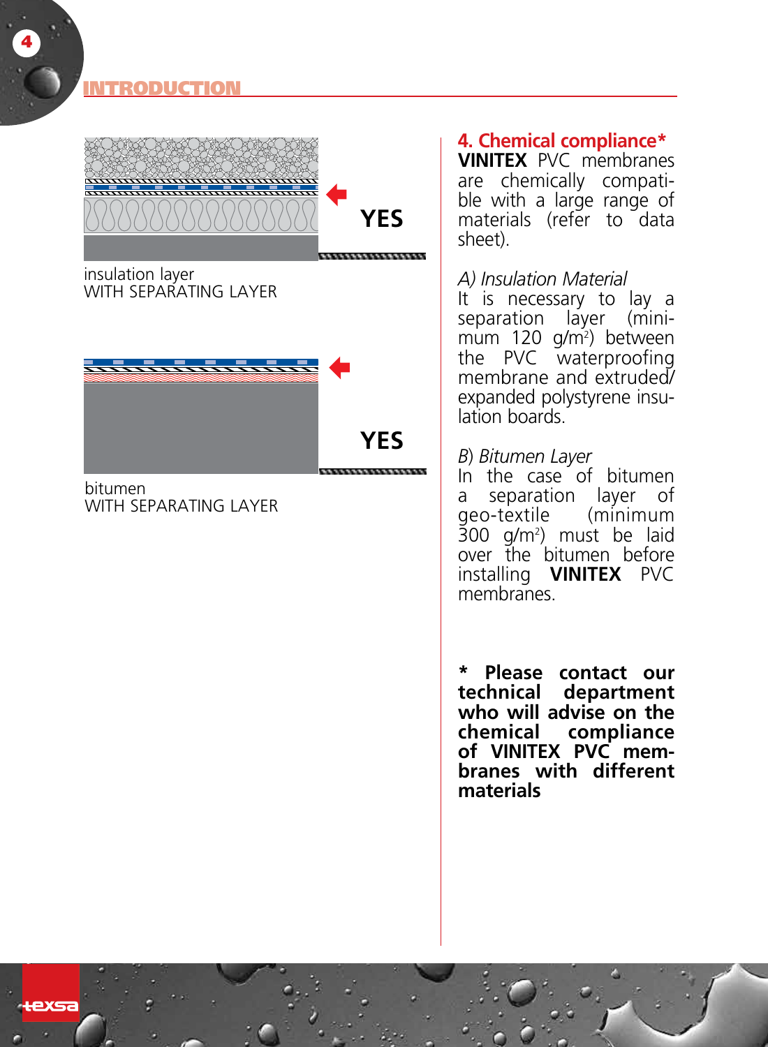## INTRODUCTION

YES

insulation layer
WITH SEPARATING LAYER

YES

bitumen
WITH SEPARATING LAYER

### 4. Chemical compliance*

**VINITEX** PVC membranes are chemically compatible with a large range of materials (refer to data sheet).

*A) Insulation Material*

It is necessary to lay a separation layer (minimum 120 g/m$^2$) between the PVC waterproofing membrane and extruded/expanded polystyrene insulation boards.

*B) Bitumen Layer*

In the case of bitumen a separation layer of geo-textile (minimum 300 g/m$^2$) must be laid over the bitumen before installing **VINITEX** PVC membranes.

**\* Please contact our technical department who will advise on the chemical compliance of VINITEX PVC membranes with different materials**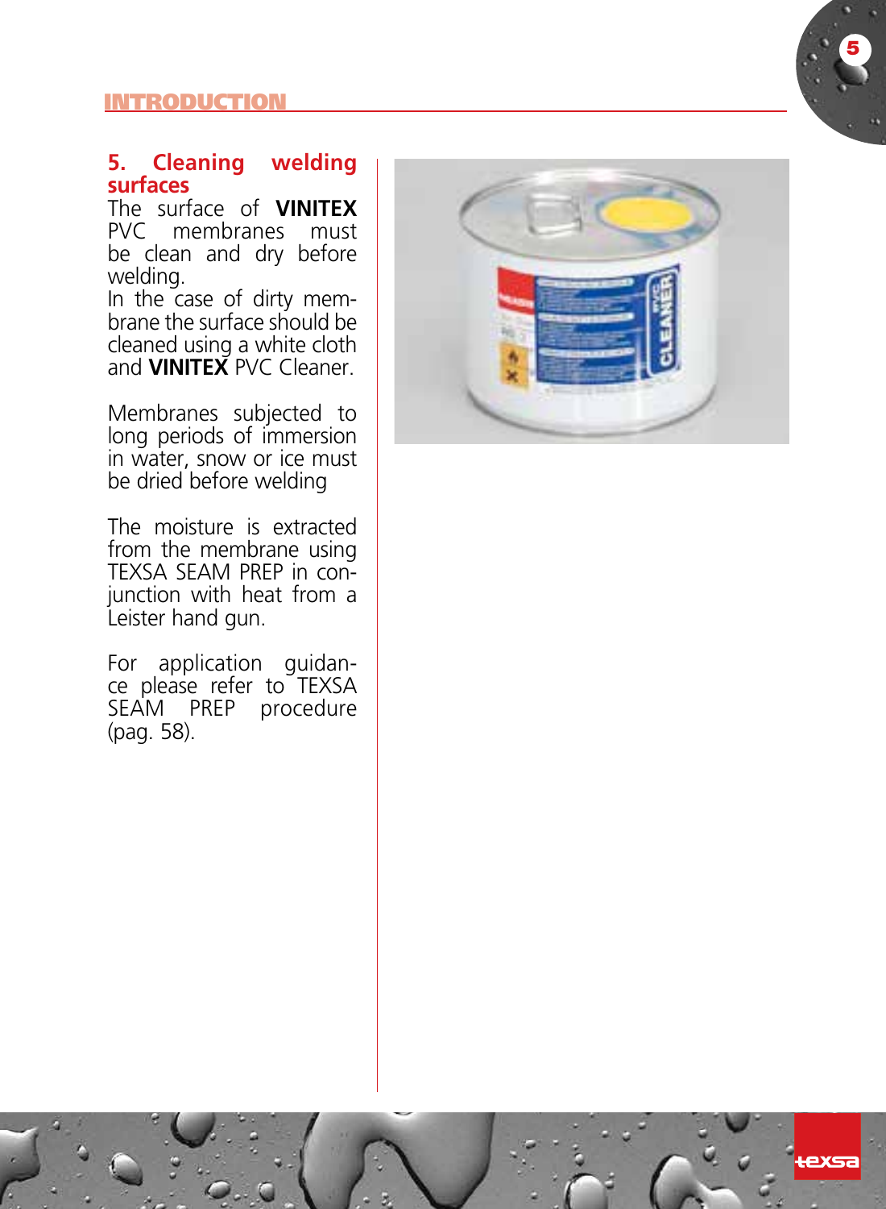## 5. Cleaning welding surfaces

The surface of **VINITEX** PVC membranes must be clean and dry before welding.
In the case of dirty membrane the surface should be cleaned using a white cloth and **VINITEX** PVC Cleaner.

Membranes subjected to long periods of immersion in water, snow or ice must be dried before welding

The moisture is extracted from the membrane using TEXSA SEAM PREP in conjunction with heat from a Leister hand gun.

For application guidance please refer to TEXSA SEAM PREP procedure (pag. 58).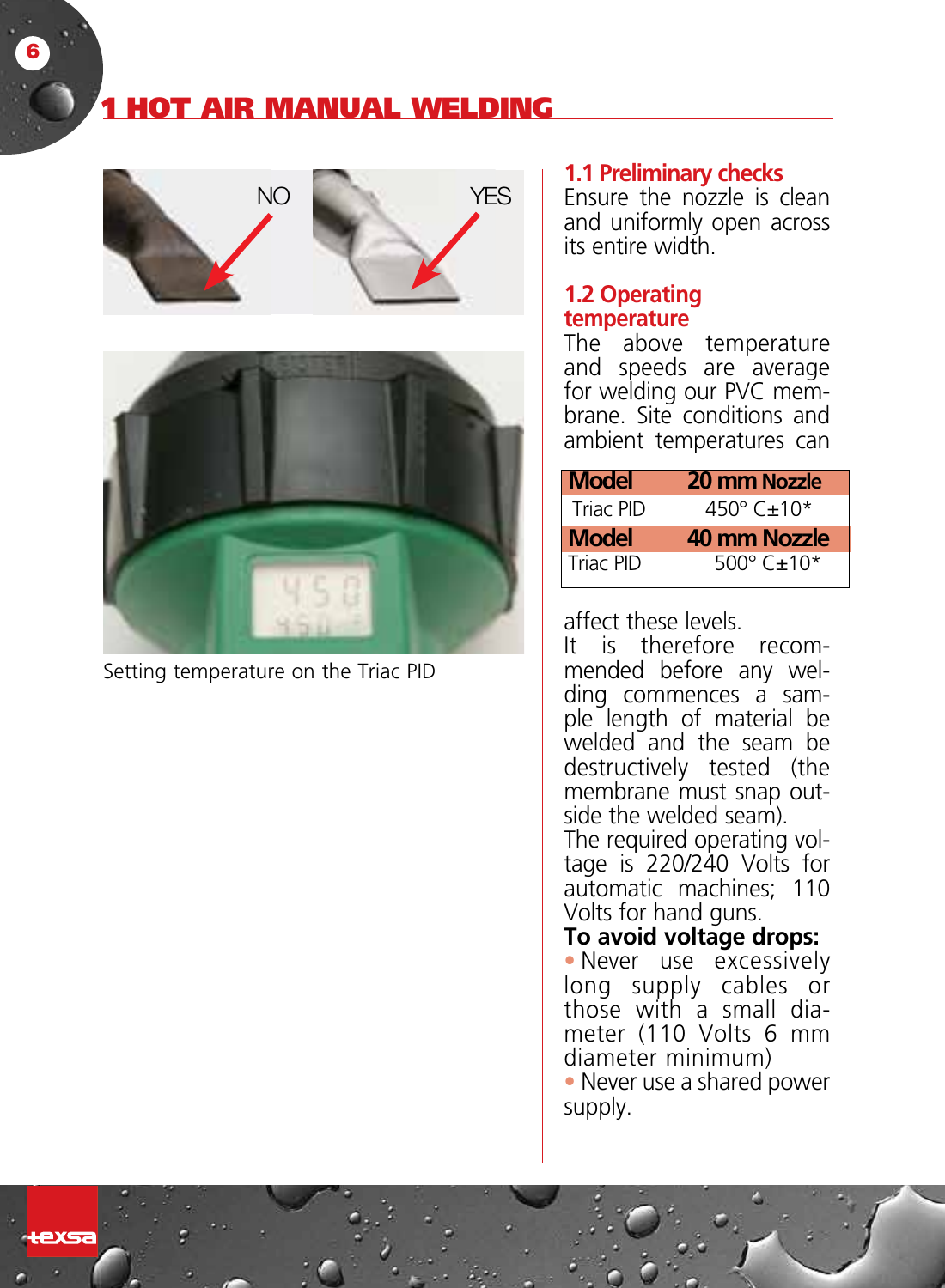# 1 HOT AIR MANUAL WELDING

NO

YES

Setting temperature on the Triac PID

## 1.1 Preliminary checks

Ensure the nozzle is clean and uniformly open across its entire width.

## 1.2 Operating temperature

The above temperature and speeds are average for welding our PVC membrane. Site conditions and ambient temperatures can affect these levels.

| Model | 20 mm Nozzle |
|---|---|
| Triac PID | 450° C±10* |
| **Model** | **40 mm Nozzle** |
| Triac PID | 500° C±10* |

It is therefore recommended before any welding commences a sample length of material be welded and the seam be destructively tested (the membrane must snap outside the welded seam).

The required operating voltage is 220/240 Volts for automatic machines; 110 Volts for hand guns.

**To avoid voltage drops:**

- Never use excessively long supply cables or those with a small diameter (110 Volts 6 mm diameter minimum)
- Never use a shared power supply.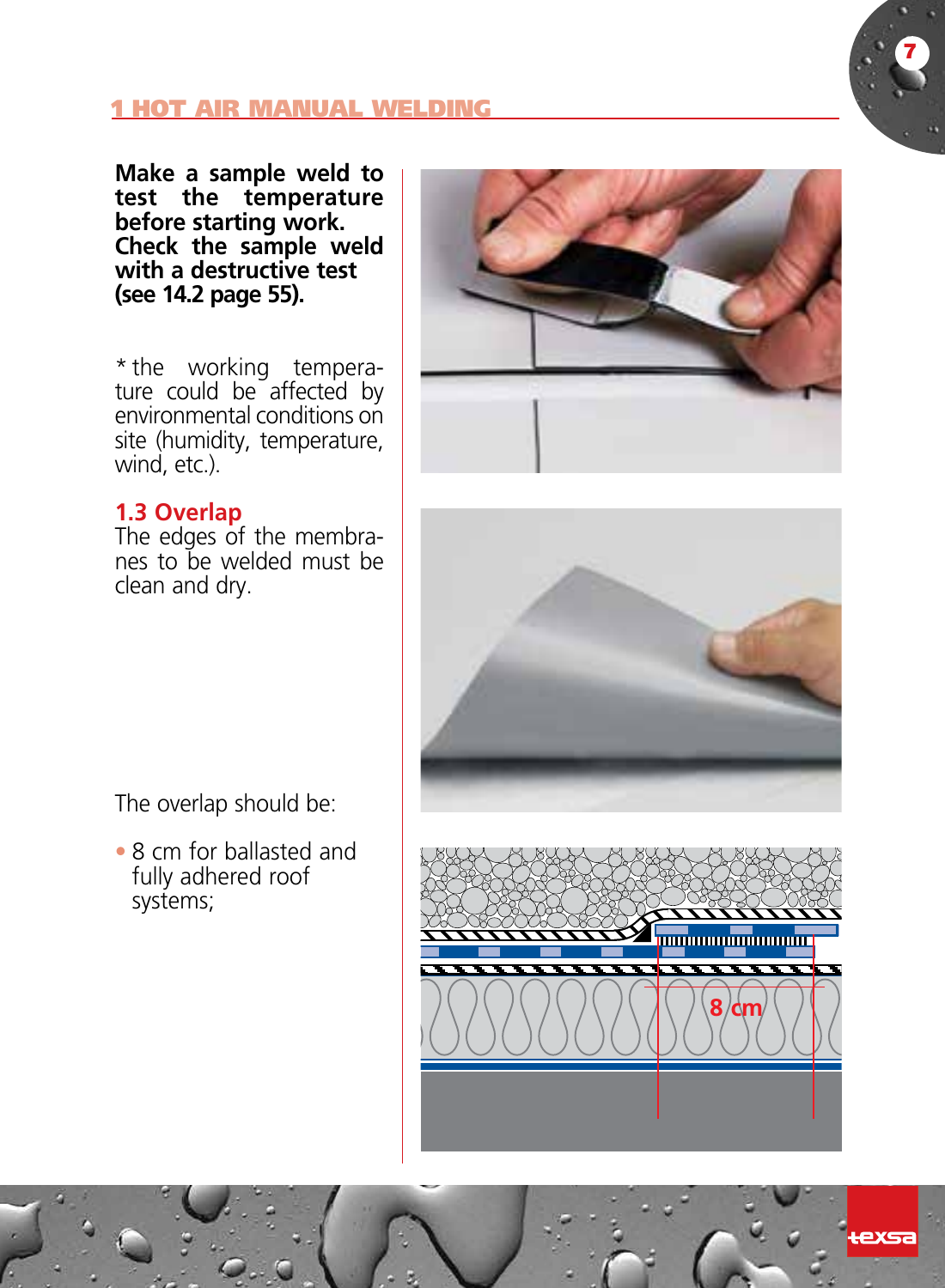## 1 HOT AIR MANUAL WELDING

**Make a sample weld to test the temperature before starting work. Check the sample weld with a destructive test (see 14.2 page 55).**

* the working temperature could be affected by environmental conditions on site (humidity, temperature, wind, etc.).

### 1.3 Overlap

The edges of the membranes to be welded must be clean and dry.

The overlap should be:

- 8 cm for ballasted and fully adhered roof systems;

8 cm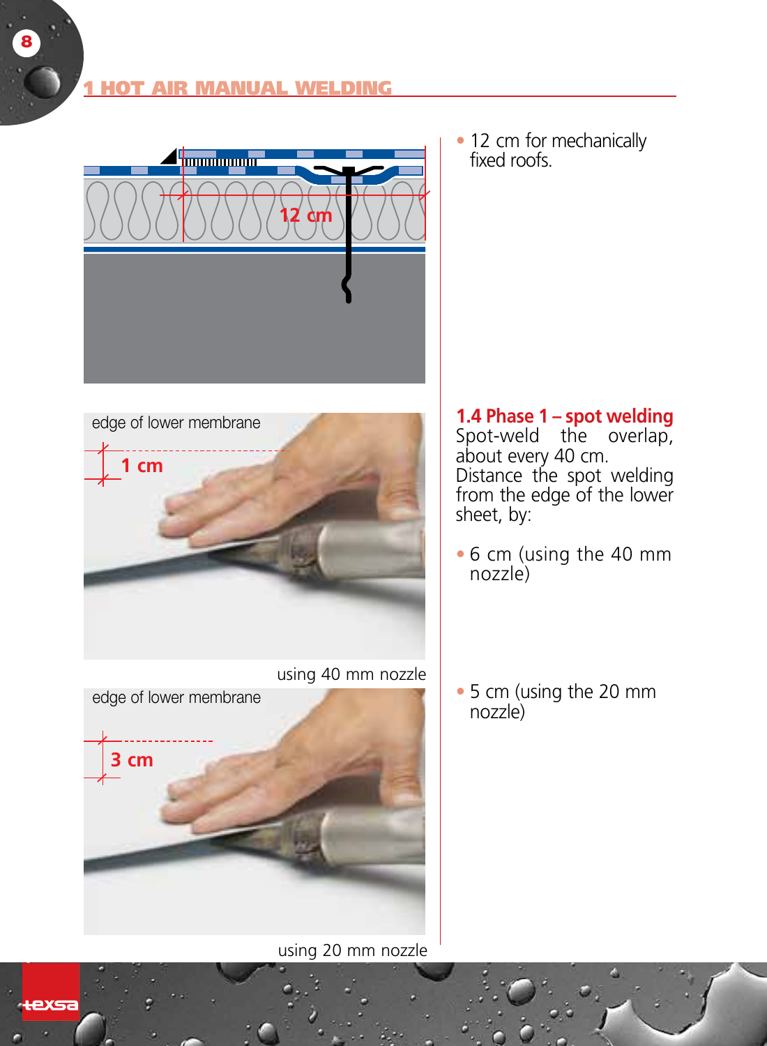## 1 HOT AIR MANUAL WELDING

12 cm

- 12 cm for mechanically fixed roofs.

edge of lower membrane

1 cm

using 40 mm nozzle

edge of lower membrane

3 cm

using 20 mm nozzle

### 1.4 Phase 1 – spot welding

Spot-weld the overlap, about every 40 cm.
Distance the spot welding from the edge of the lower sheet, by:

- 6 cm (using the 40 mm nozzle)

- 5 cm (using the 20 mm nozzle)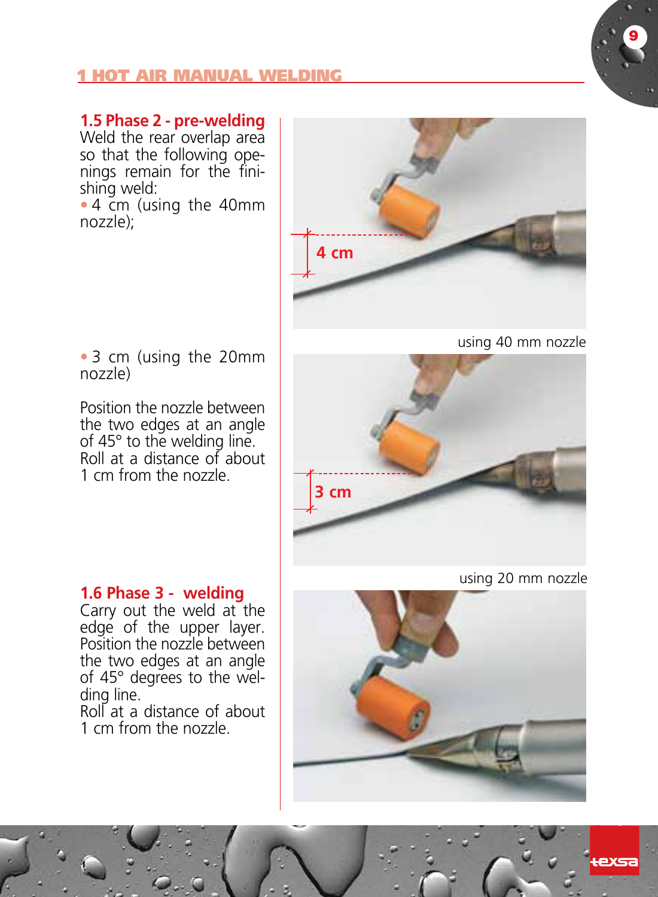## 1 HOT AIR MANUAL WELDING

### 1.5 Phase 2 - pre-welding

Weld the rear overlap area so that the following openings remain for the finishing weld:

- 4 cm (using the 40mm nozzle);
- 3 cm (using the 20mm nozzle)

Position the nozzle between the two edges at an angle of 45° to the welding line. Roll at a distance of about 1 cm from the nozzle.

4 cm

using 40 mm nozzle

3 cm

using 20 mm nozzle

### 1.6 Phase 3 - welding

Carry out the weld at the edge of the upper layer. Position the nozzle between the two edges at an angle of 45° degrees to the welding line.
Roll at a distance of about 1 cm from the nozzle.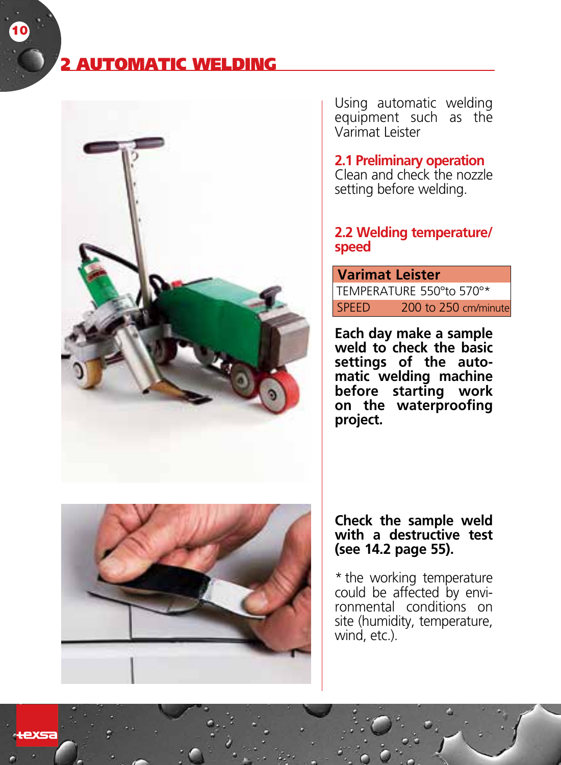## 2 AUTOMATIC WELDING

Using automatic welding equipment such as the Varimat Leister

### 2.1 Preliminary operation

Clean and check the nozzle setting before welding.

### 2.2 Welding temperature/ speed

| Varimat Leister | |
|---|---|
| TEMPERATURE | 550°to 570°* |
| SPEED | 200 to 250 cm/minute |

**Each day make a sample weld to check the basic settings of the automatic welding machine before starting work on the waterproofing project.**

**Check the sample weld with a destructive test (see 14.2 page 55).**

* the working temperature could be affected by environmental conditions on site (humidity, temperature, wind, etc.).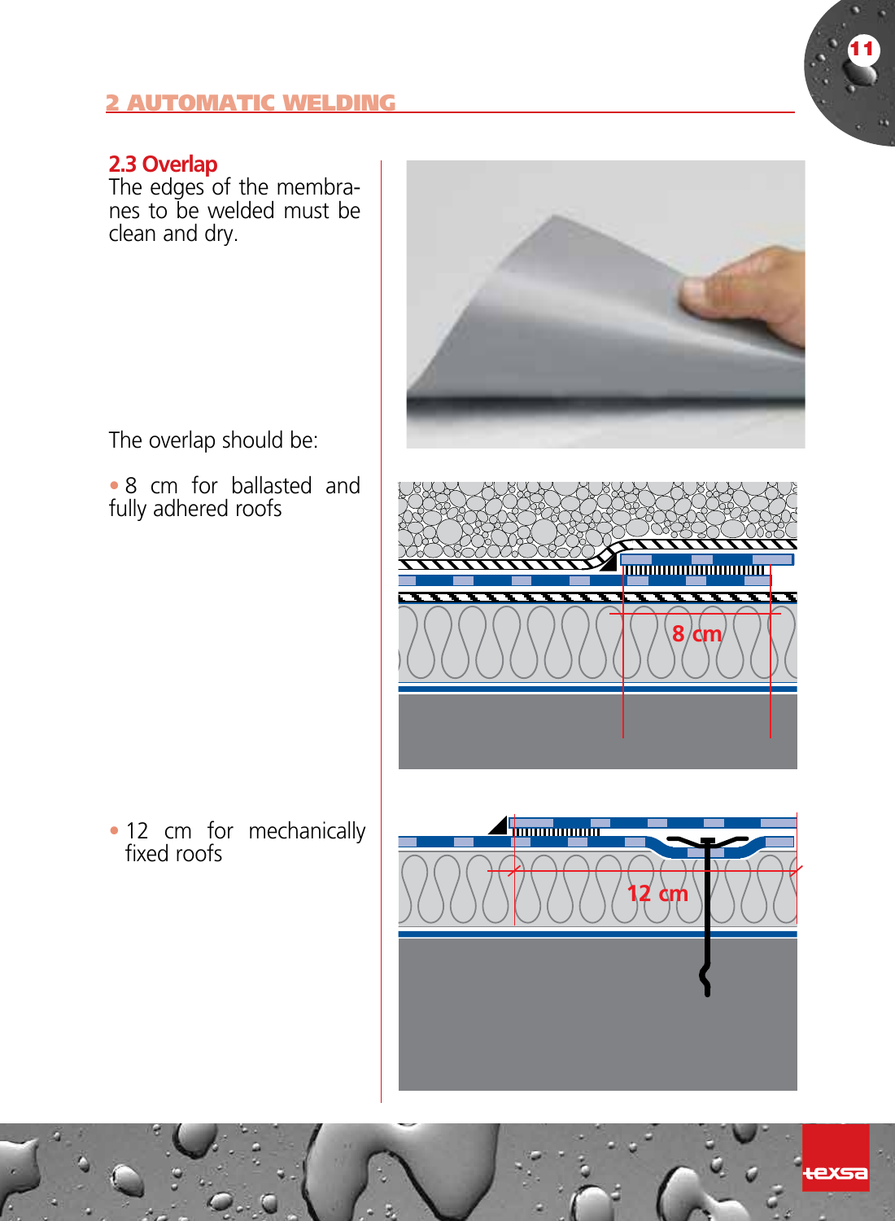## 2 AUTOMATIC WELDING

### 2.3 Overlap

The edges of the membranes to be welded must be clean and dry.

The overlap should be:

- 8 cm for ballasted and fully adhered roofs

- 12 cm for mechanically fixed roofs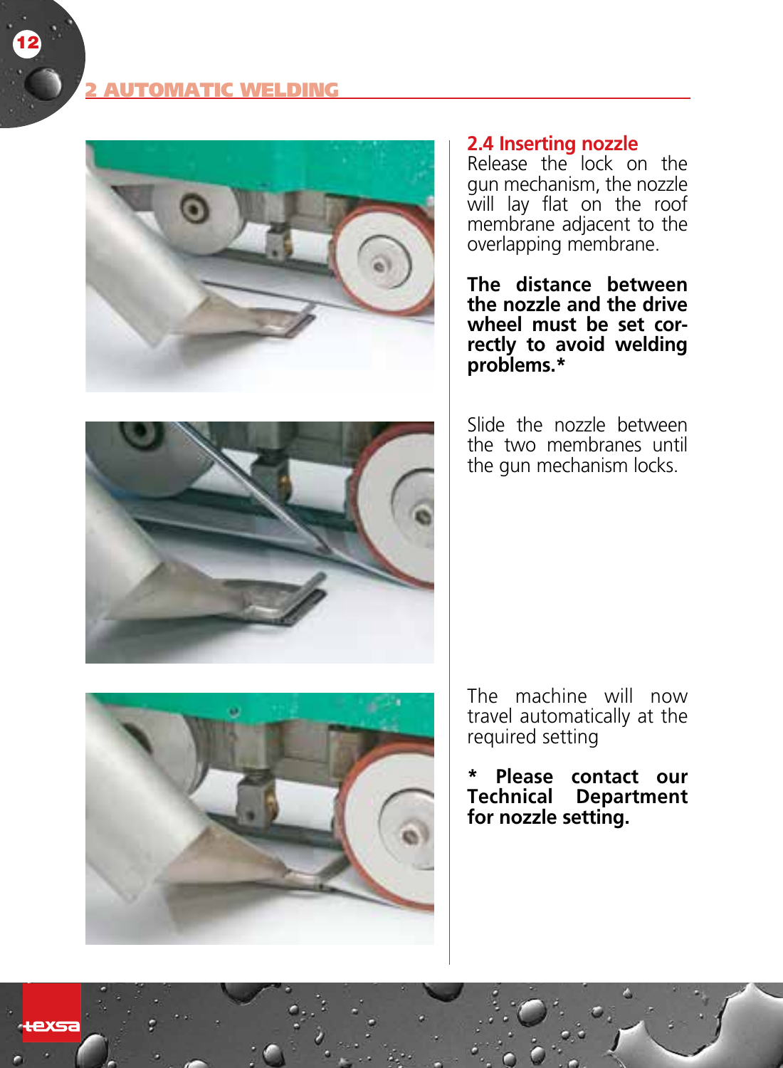## 2 AUTOMATIC WELDING

### 2.4 Inserting nozzle

Release the lock on the gun mechanism, the nozzle will lay flat on the roof membrane adjacent to the overlapping membrane.

**The distance between the nozzle and the drive wheel must be set correctly to avoid welding problems.***

Slide the nozzle between the two membranes until the gun mechanism locks.

The machine will now travel automatically at the required setting

*** Please contact our Technical Department for nozzle setting.**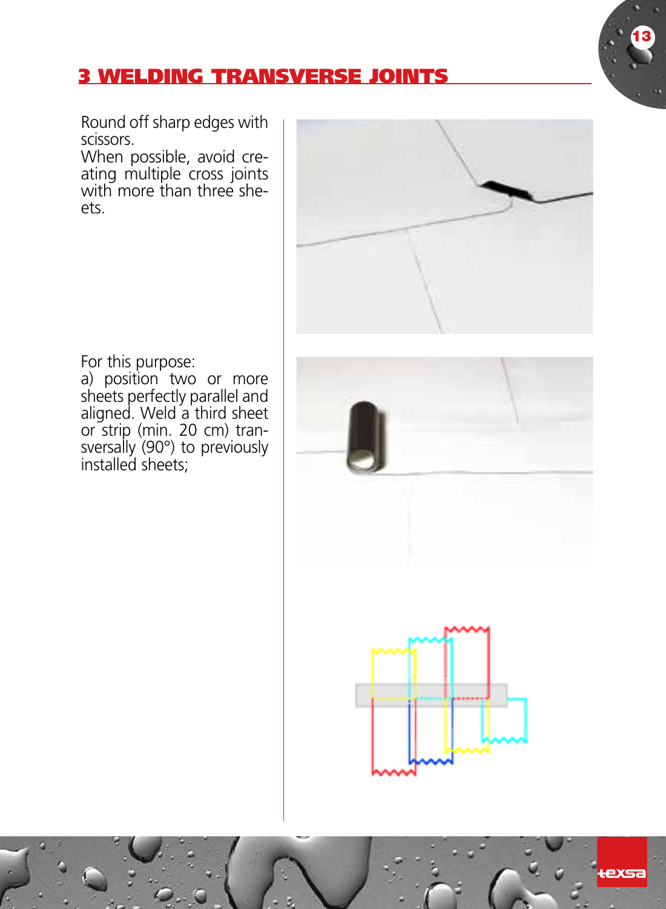## 3 WELDING TRANSVERSE JOINTS

Round off sharp edges with scissors.
When possible, avoid creating multiple cross joints with more than three sheets.

For this purpose:
a) position two or more sheets perfectly parallel and aligned. Weld a third sheet or strip (min. 20 cm) transversally (90°) to previously installed sheets;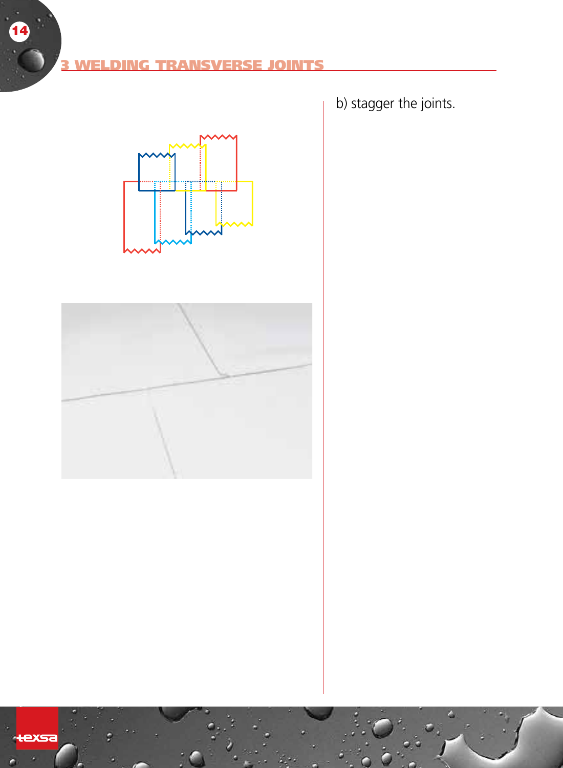## 3 WELDING TRANSVERSE JOINTS

b) stagger the joints.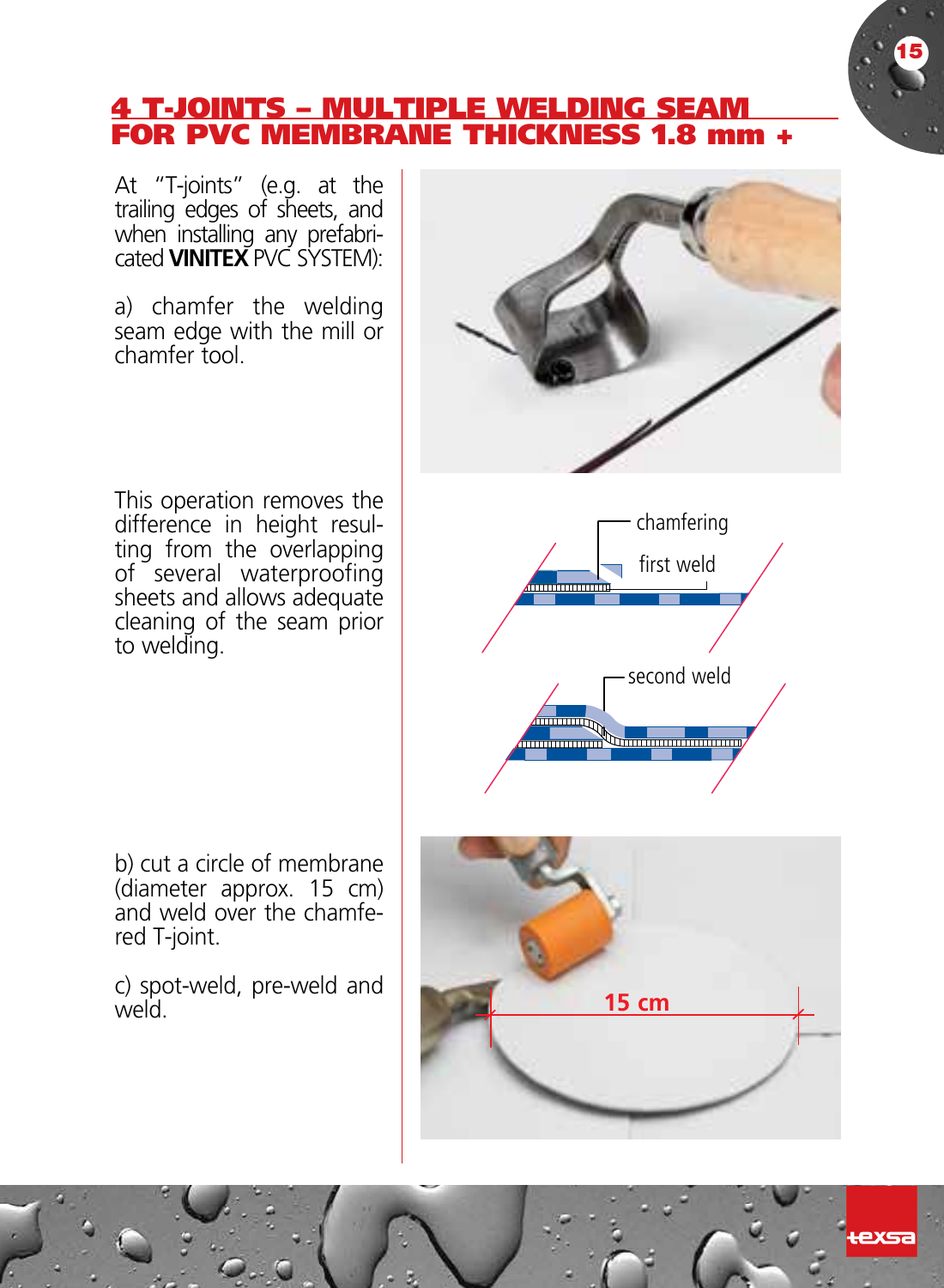# 4 T-JOINTS – MULTIPLE WELDING SEAM FOR PVC MEMBRANE THICKNESS 1.8 mm +

At "T-joints" (e.g. at the trailing edges of sheets, and when installing any prefabricated **VINITEX** PVC SYSTEM):

a) chamfer the welding seam edge with the mill or chamfer tool.

This operation removes the difference in height resulting from the overlapping of several waterproofing sheets and allows adequate cleaning of the seam prior to welding.

chamfering

first weld

second weld

b) cut a circle of membrane (diameter approx. 15 cm) and weld over the chamfered T-joint.

c) spot-weld, pre-weld and weld.

15 cm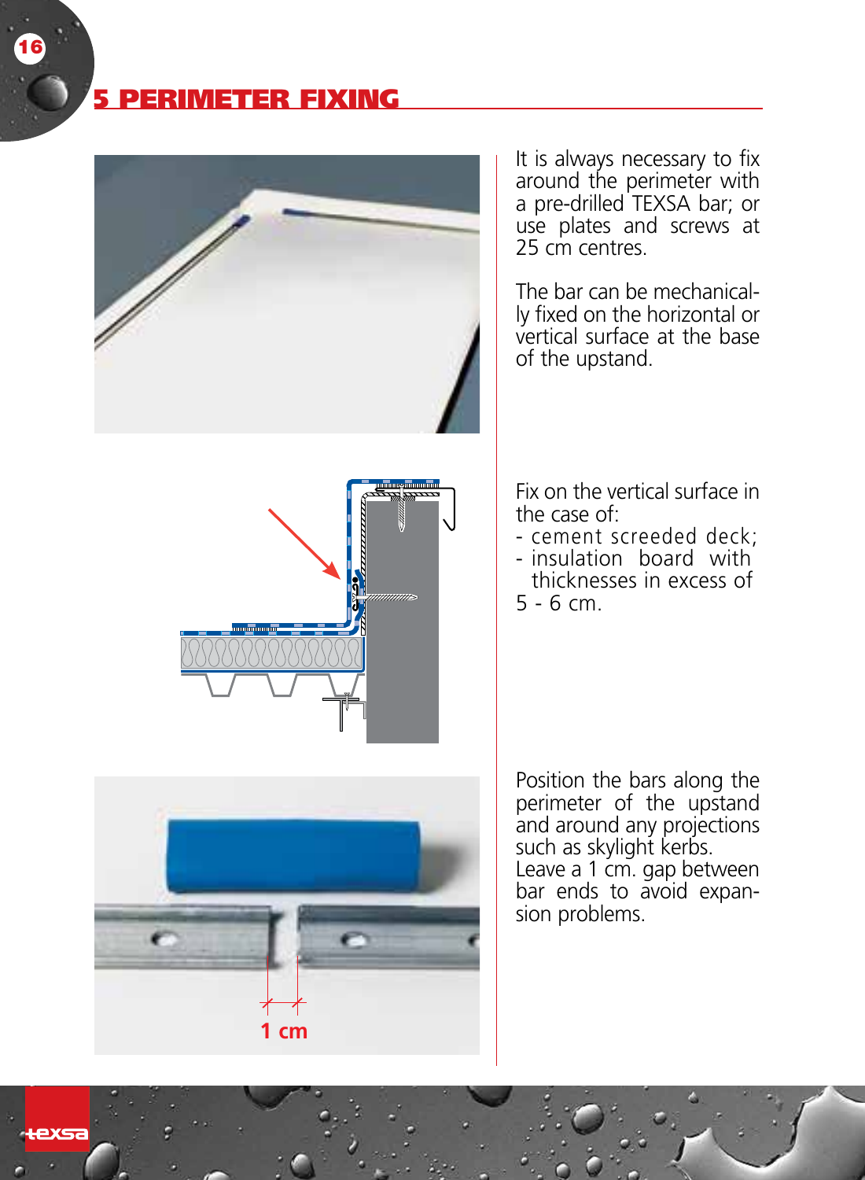# 5 PERIMETER FIXING

It is always necessary to fix around the perimeter with a pre-drilled TEXSA bar; or use plates and screws at 25 cm centres.

The bar can be mechanically fixed on the horizontal or vertical surface at the base of the upstand.

Fix on the vertical surface in the case of:
- cement screeded deck;
- insulation board with thicknesses in excess of 5 - 6 cm.

1 cm

Position the bars along the perimeter of the upstand and around any projections such as skylight kerbs.
Leave a 1 cm. gap between bar ends to avoid expansion problems.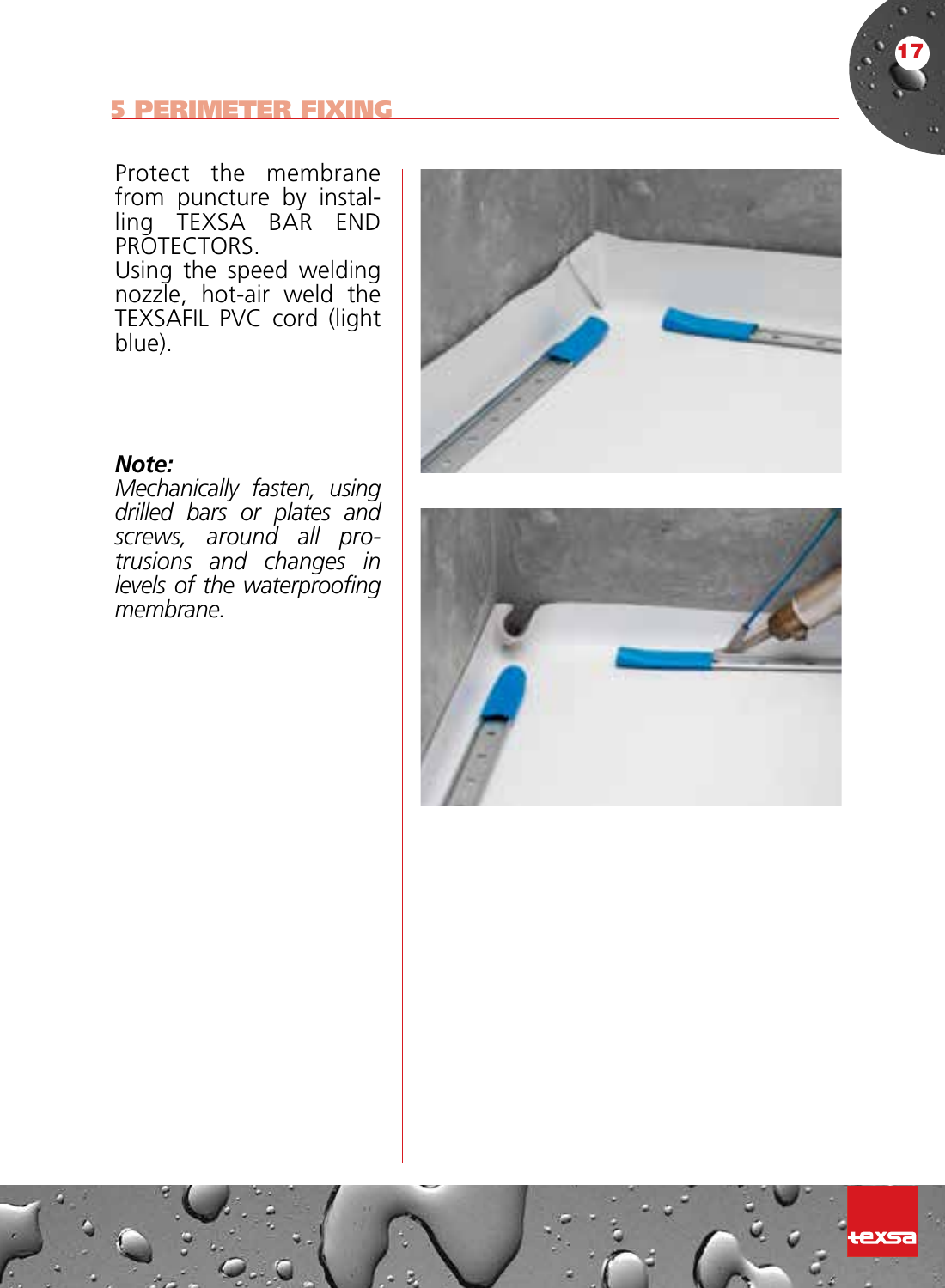## 5 PERIMETER FIXING

Protect the membrane from puncture by installing TEXSA BAR END PROTECTORS.
Using the speed welding nozzle, hot-air weld the TEXSAFIL PVC cord (light blue).

***Note:***
*Mechanically fasten, using drilled bars or plates and screws, around all protrusions and changes in levels of the waterproofing membrane.*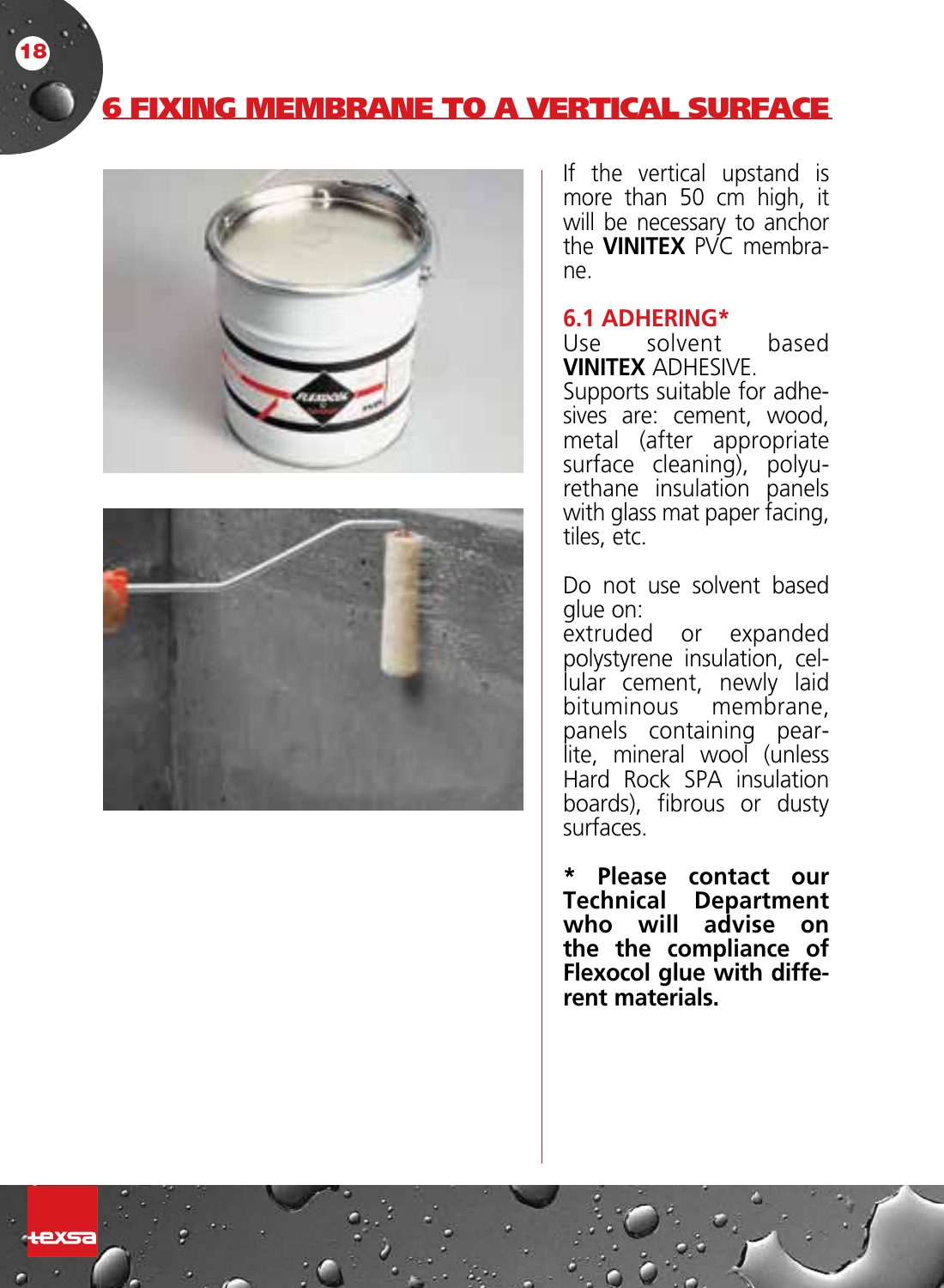# 6 FIXING MEMBRANE TO A VERTICAL SURFACE

If the vertical upstand is more than 50 cm high, it will be necessary to anchor the **VINITEX** PVC membrane.

## 6.1 ADHERING*

Use solvent based **VINITEX** ADHESIVE.

Supports suitable for adhesives are: cement, wood, metal (after appropriate surface cleaning), polyurethane insulation panels with glass mat paper facing, tiles, etc.

Do not use solvent based glue on:

extruded or expanded polystyrene insulation, cellular cement, newly laid bituminous membrane, panels containing pearlite, mineral wool (unless Hard Rock SPA insulation boards), fibrous or dusty surfaces.

**\* Please contact our Technical Department who will advise on the the compliance of Flexocol glue with different materials.**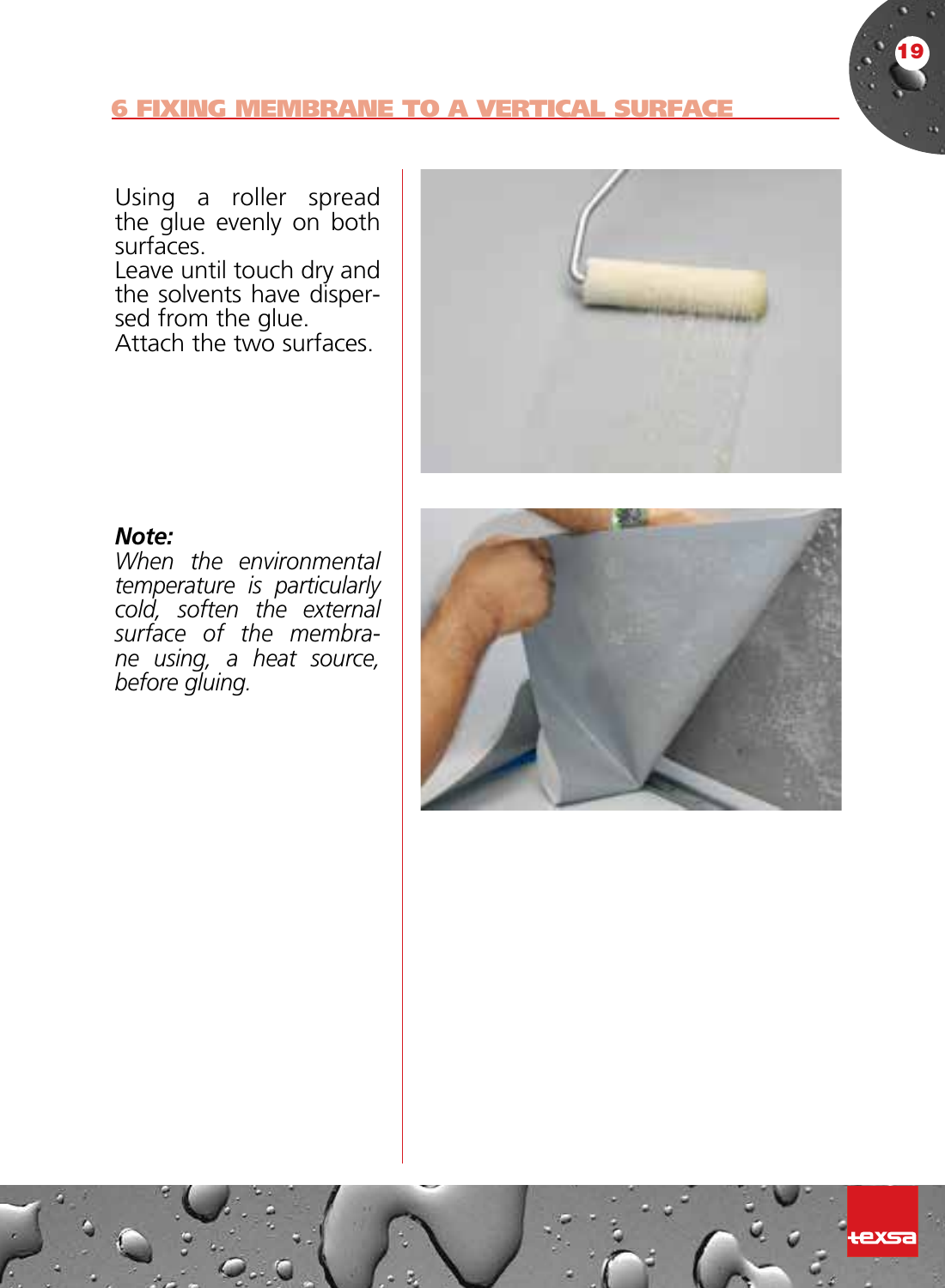## 6 FIXING MEMBRANE TO A VERTICAL SURFACE

Using a roller spread the glue evenly on both surfaces.
Leave until touch dry and the solvents have dispersed from the glue.
Attach the two surfaces.

***Note:***
*When the environmental temperature is particularly cold, soften the external surface of the membrane using, a heat source, before gluing.*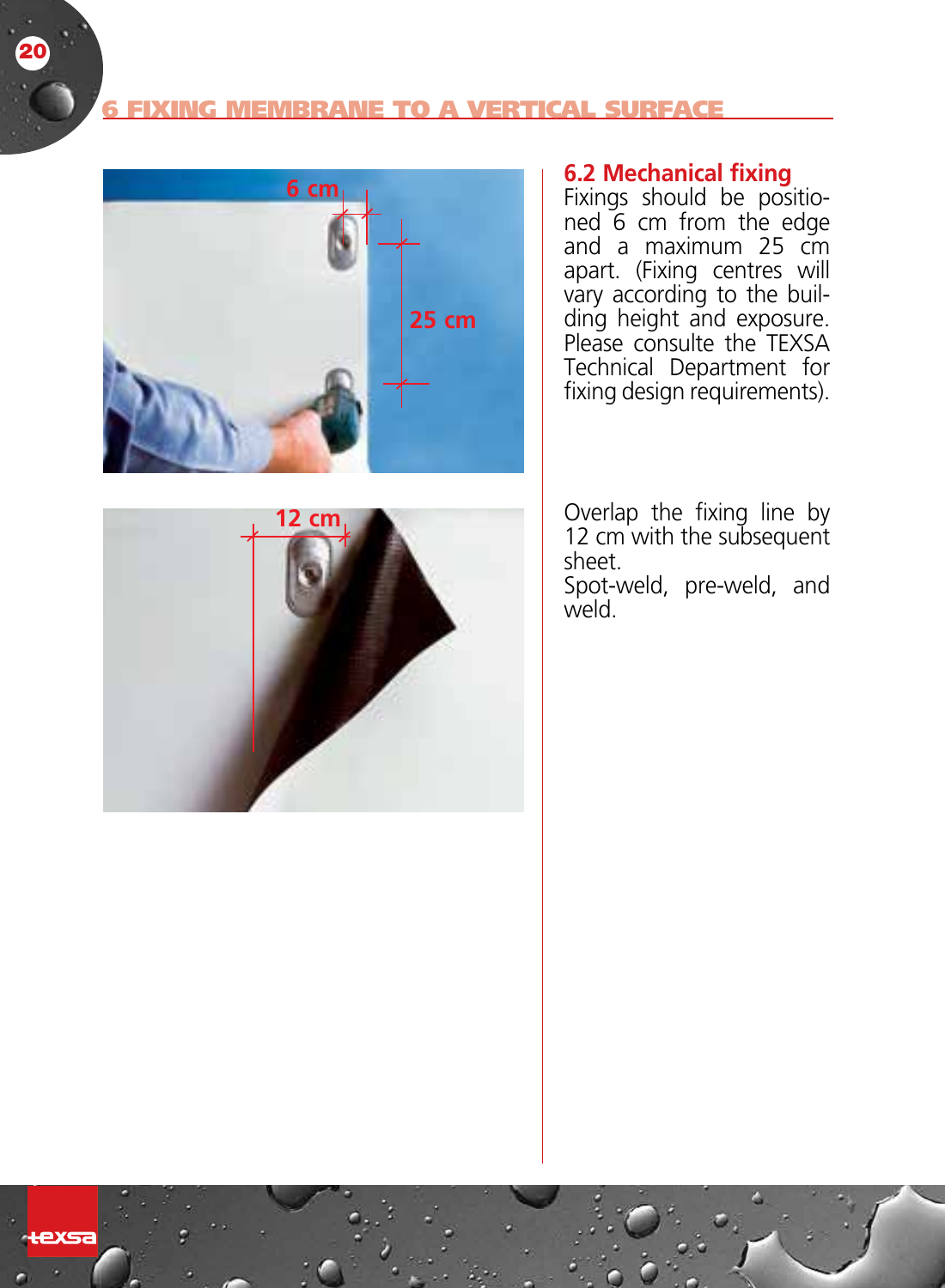## 6 FIXING MEMBRANE TO A VERTICAL SURFACE

6 cm

25 cm

12 cm

### 6.2 Mechanical fixing

Fixings should be positioned 6 cm from the edge and a maximum 25 cm apart. (Fixing centres will vary according to the building height and exposure. Please consulte the TEXSA Technical Department for fixing design requirements).

Overlap the fixing line by 12 cm with the subsequent sheet.
Spot-weld, pre-weld, and weld.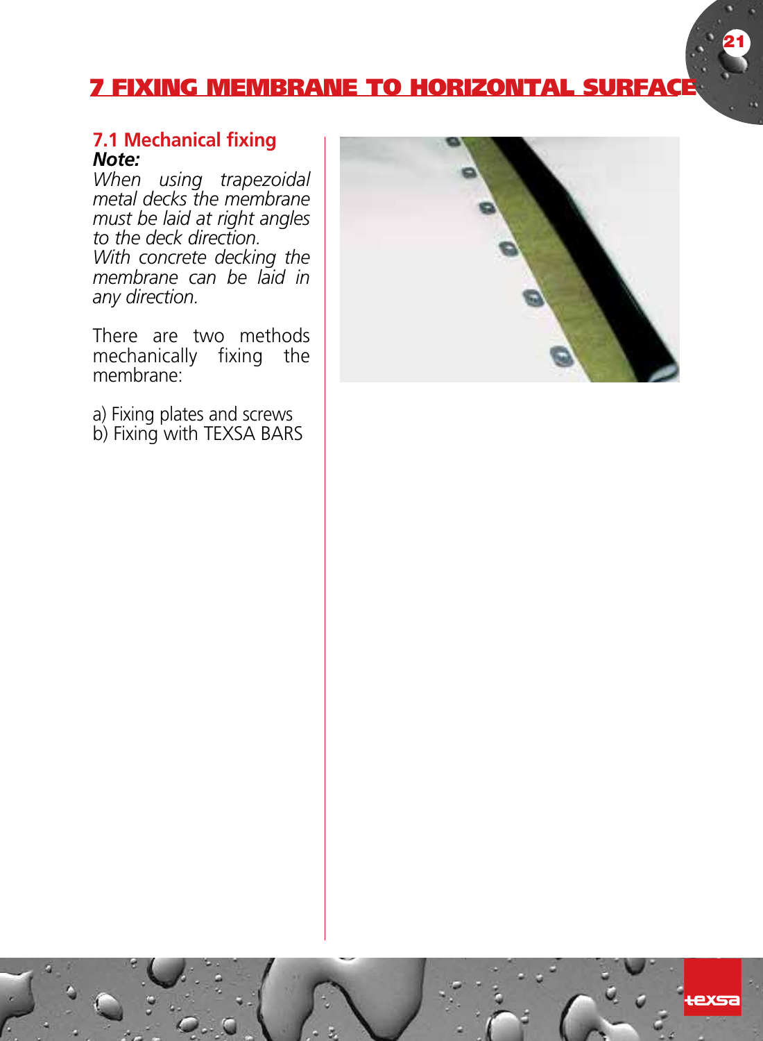# 7 FIXING MEMBRANE TO HORIZONTAL SURFACE

## 7.1 Mechanical fixing

***Note:***

*When using trapezoidal metal decks the membrane must be laid at right angles to the deck direction.*
*With concrete decking the membrane can be laid in any direction.*

There are two methods mechanically fixing the membrane:

a) Fixing plates and screws
b) Fixing with TEXSA BARS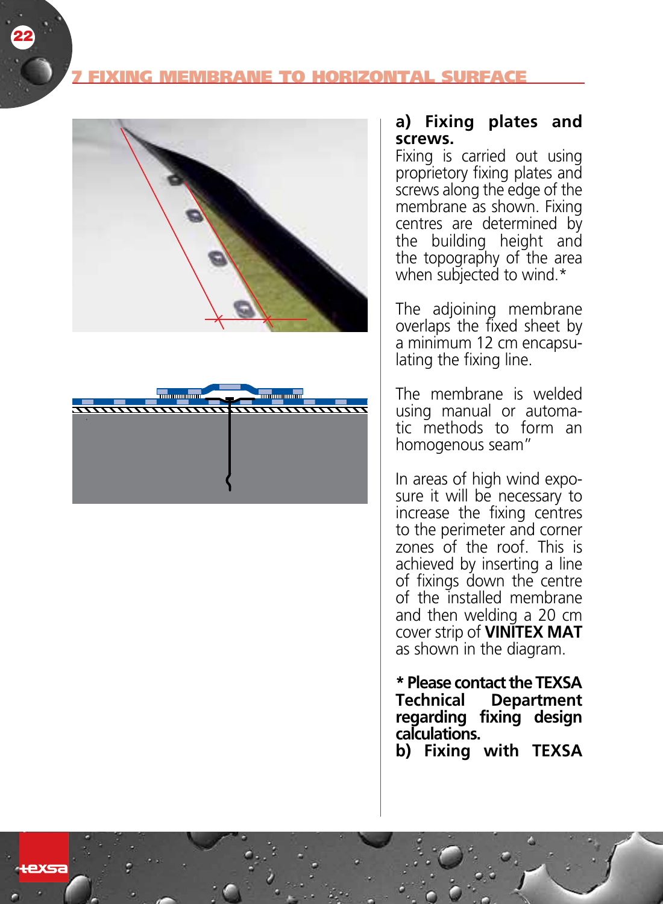# 7 FIXING MEMBRANE TO HORIZONTAL SURFACE

**a) Fixing plates and screws.**

Fixing is carried out using proprietory fixing plates and screws along the edge of the membrane as shown. Fixing centres are determined by the building height and the topography of the area when subjected to wind.*

The adjoining membrane overlaps the fixed sheet by a minimum 12 cm encapsulating the fixing line.

The membrane is welded using manual or automatic methods to form an homogenous seam"

In areas of high wind exposure it will be necessary to increase the fixing centres to the perimeter and corner zones of the roof. This is achieved by inserting a line of fixings down the centre of the installed membrane and then welding a 20 cm cover strip of **VINITEX MAT** as shown in the diagram.

*** Please contact the TEXSA Technical Department regarding fixing design calculations.**

**b) Fixing with TEXSA**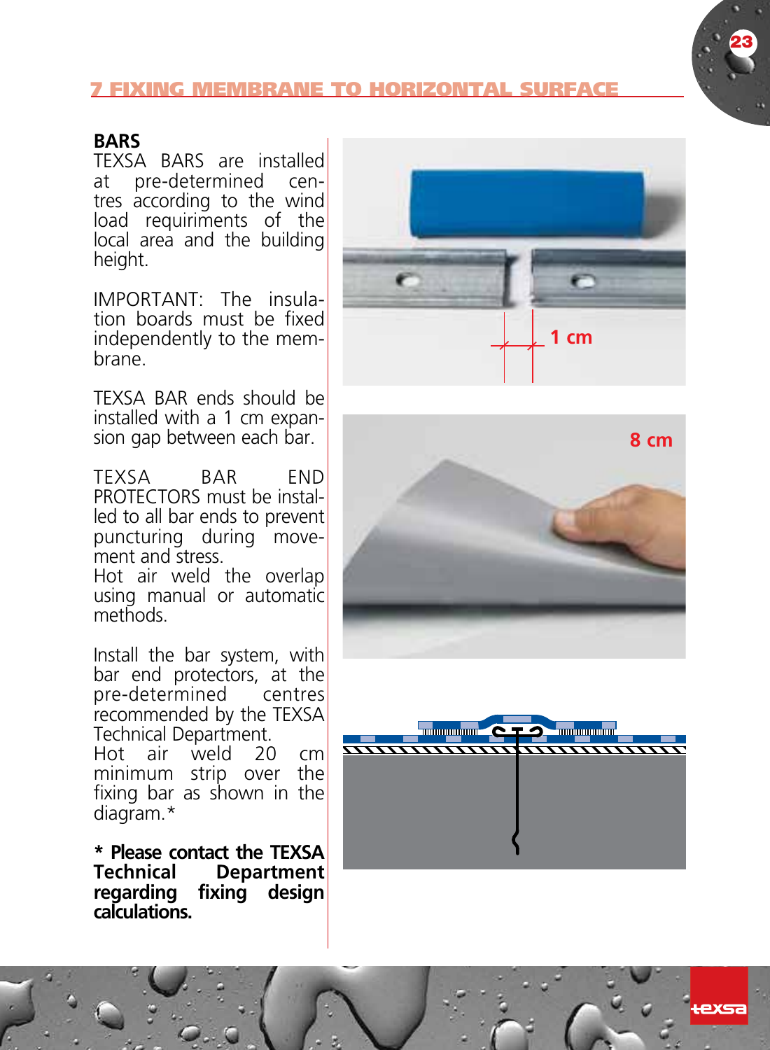## 7 FIXING MEMBRANE TO HORIZONTAL SURFACE

**BARS**

TEXSA BARS are installed at pre-determined centres according to the wind load requirements of the local area and the building height.

IMPORTANT: The insulation boards must be fixed independently to the membrane.

TEXSA BAR ends should be installed with a 1 cm expansion gap between each bar.

TEXSA BAR END PROTECTORS must be installed to all bar ends to prevent puncturing during movement and stress.
Hot air weld the overlap using manual or automatic methods.

Install the bar system, with bar end protectors, at the pre-determined centres recommended by the TEXSA Technical Department.
Hot air weld 20 cm minimum strip over the fixing bar as shown in the diagram.*

**\* Please contact the TEXSA Technical Department regarding fixing design calculations.**

1 cm

8 cm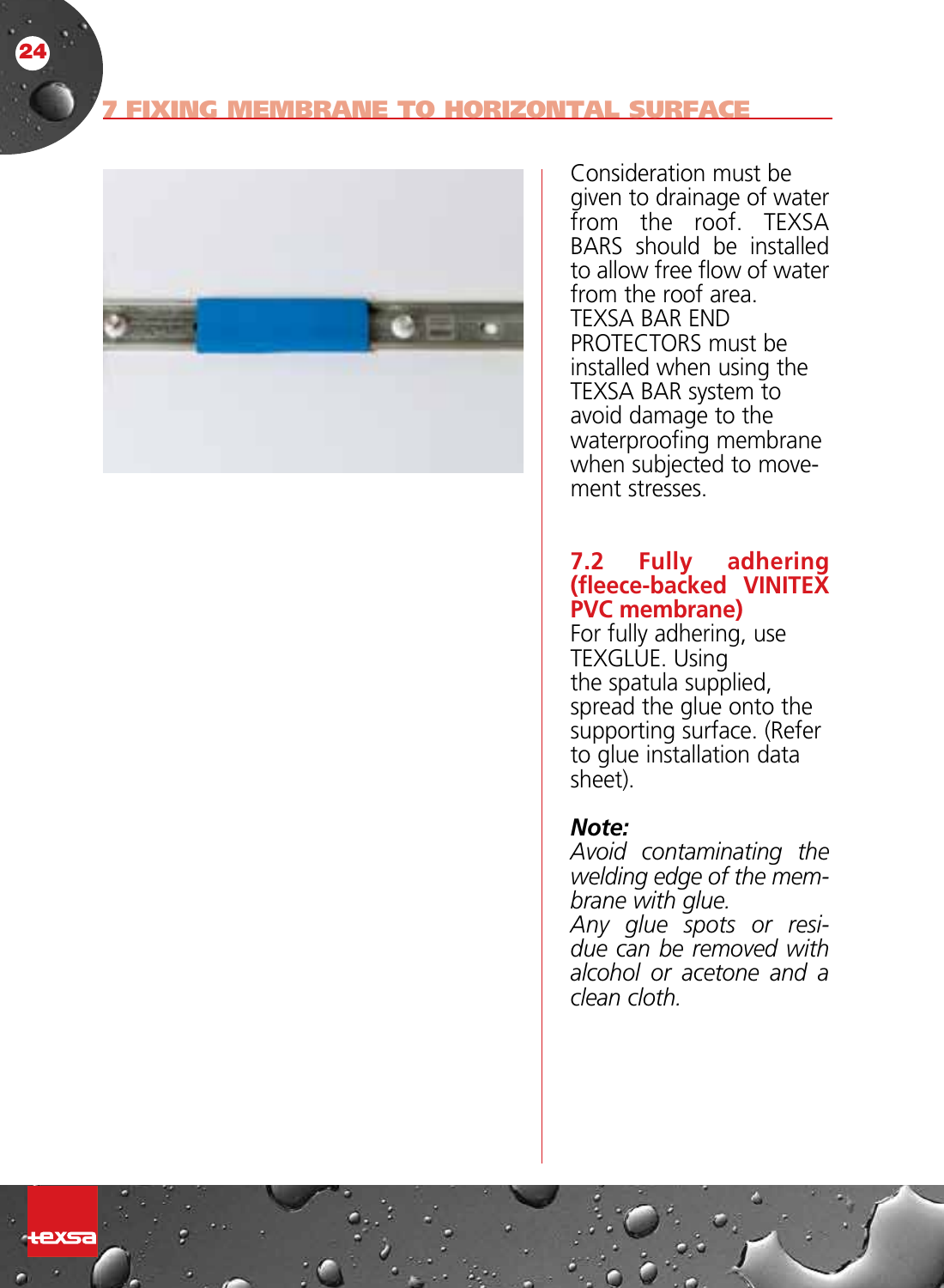## 7 FIXING MEMBRANE TO HORIZONTAL SURFACE

Consideration must be given to drainage of water from the roof. TEXSA BARS should be installed to allow free flow of water from the roof area. TEXSA BAR END PROTECTORS must be installed when using the TEXSA BAR system to avoid damage to the waterproofing membrane when subjected to movement stresses.

### 7.2 Fully adhering (fleece-backed VINITEX PVC membrane)

For fully adhering, use TEXGLUE. Using the spatula supplied, spread the glue onto the supporting surface. (Refer to glue installation data sheet).

***Note:***
*Avoid contaminating the welding edge of the membrane with glue.*
*Any glue spots or residue can be removed with alcohol or acetone and a clean cloth.*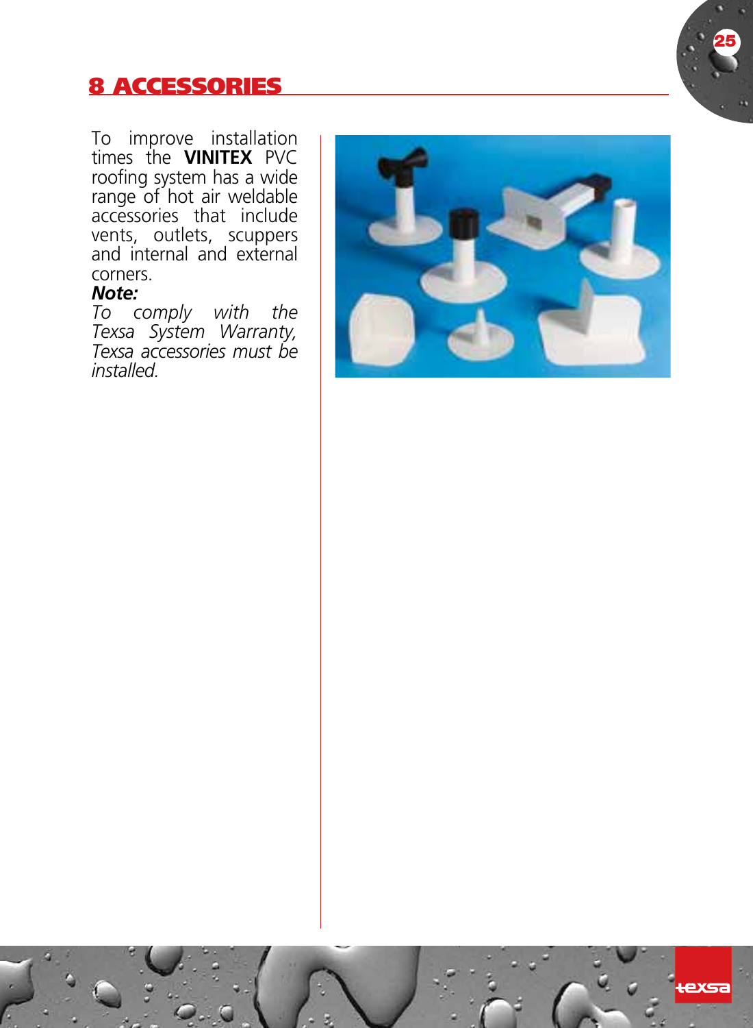## 8 ACCESSORIES

To improve installation times the **VINITEX** PVC roofing system has a wide range of hot air weldable accessories that include vents, outlets, scuppers and internal and external corners.

***Note:***

*To comply with the Texsa System Warranty, Texsa accessories must be installed.*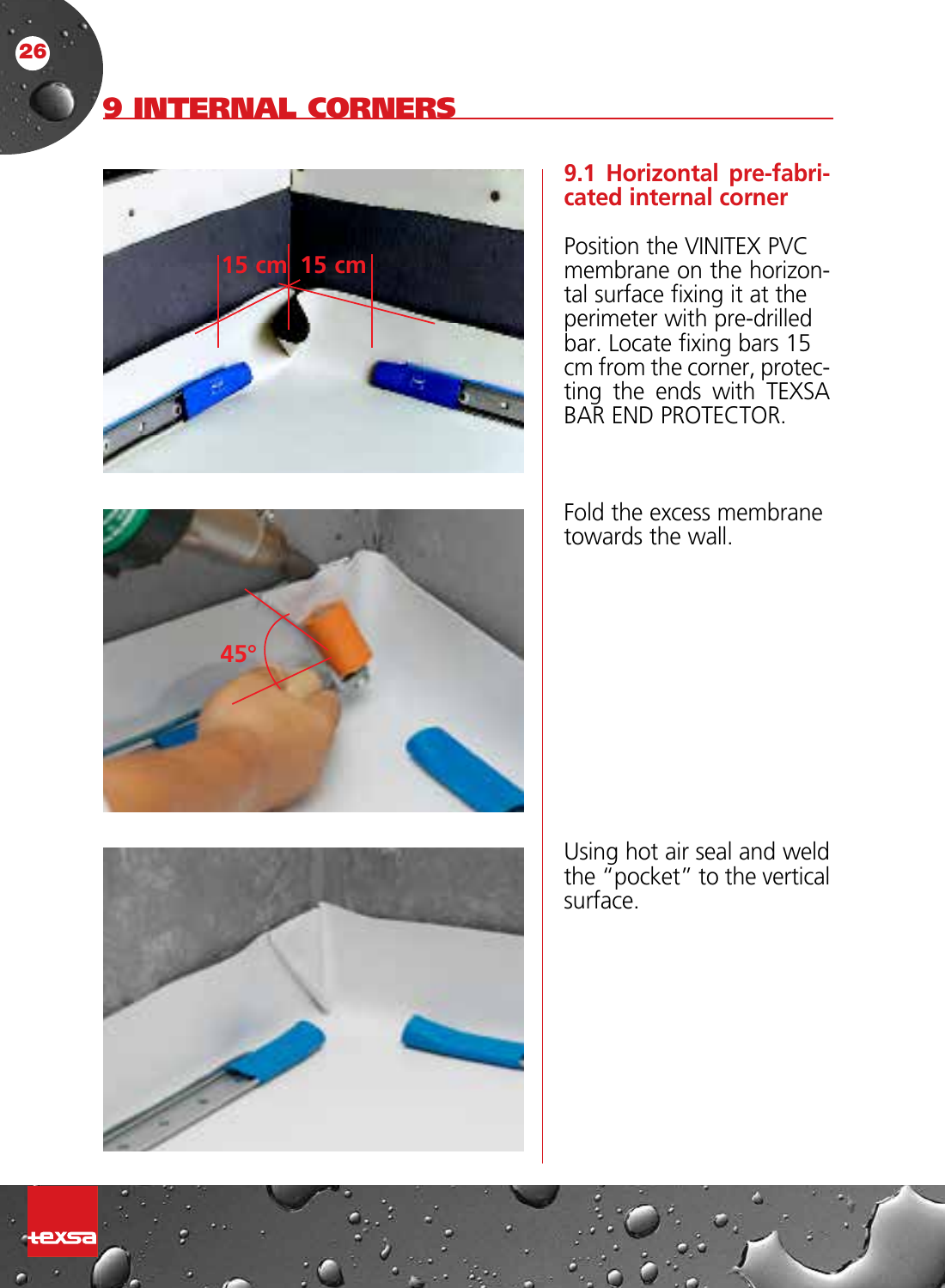# 9 INTERNAL CORNERS

15 cm 15 cm

45°

## 9.1 Horizontal pre-fabricated internal corner

Position the VINITEX PVC membrane on the horizontal surface fixing it at the perimeter with pre-drilled bar. Locate fixing bars 15 cm from the corner, protecting the ends with TEXSA BAR END PROTECTOR.

Fold the excess membrane towards the wall.

Using hot air seal and weld the "pocket" to the vertical surface.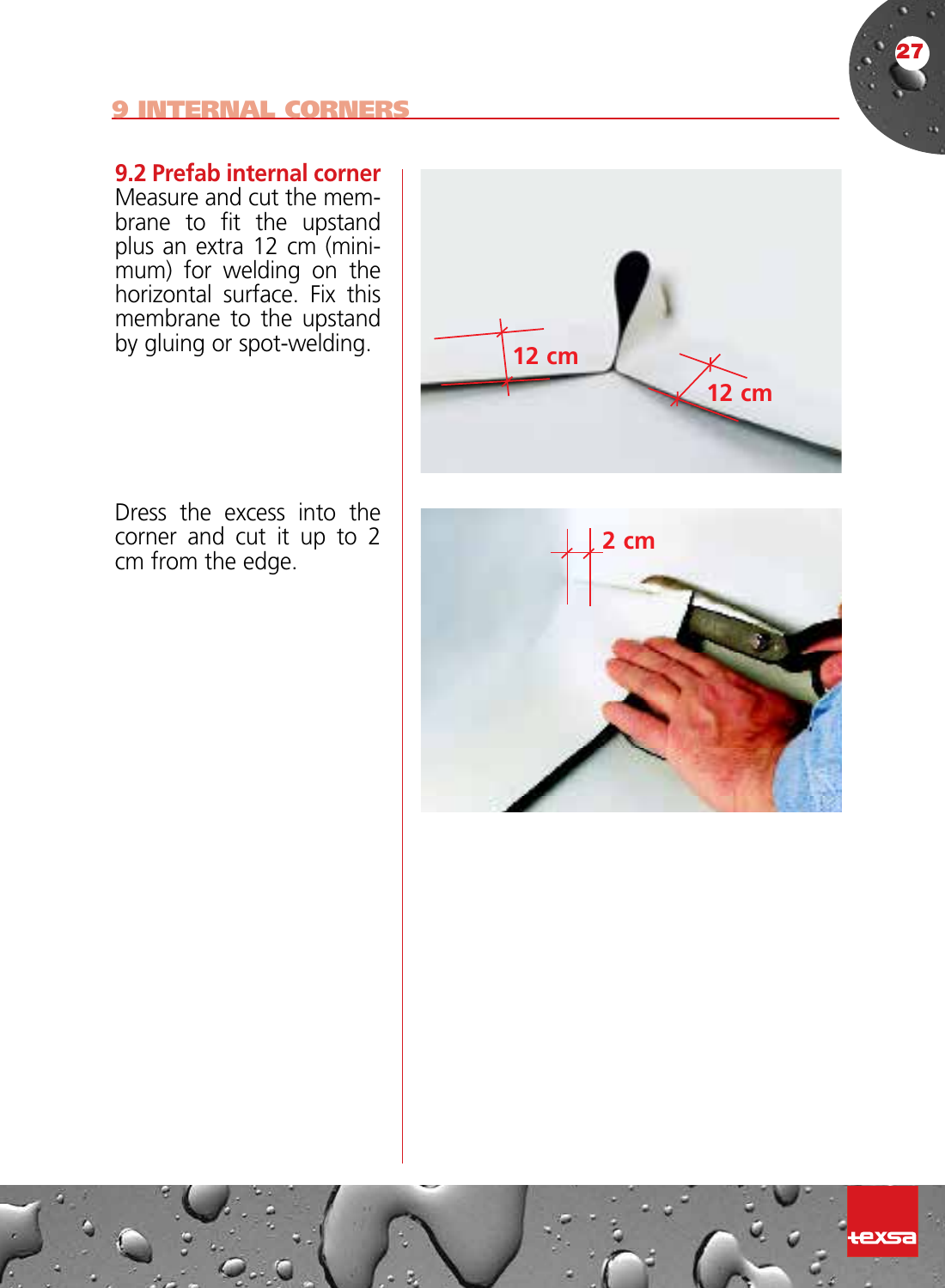# 9 INTERNAL CORNERS

## 9.2 Prefab internal corner

Measure and cut the membrane to fit the upstand plus an extra 12 cm (minimum) for welding on the horizontal surface. Fix this membrane to the upstand by gluing or spot-welding.

12 cm

12 cm

Dress the excess into the corner and cut it up to 2 cm from the edge.

2 cm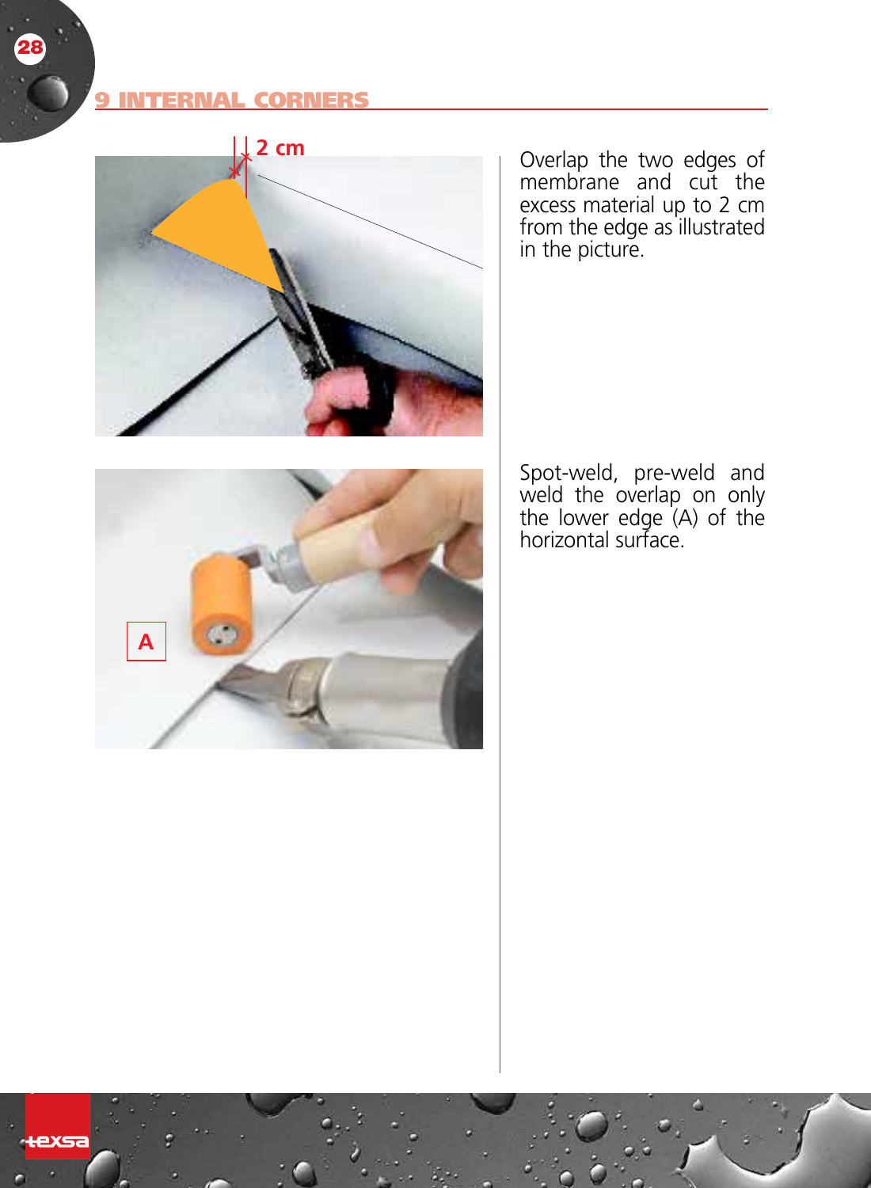## 9 INTERNAL CORNERS

2 cm

Overlap the two edges of membrane and cut the excess material up to 2 cm from the edge as illustrated in the picture.

A

Spot-weld, pre-weld and weld the overlap on only the lower edge (A) of the horizontal surface.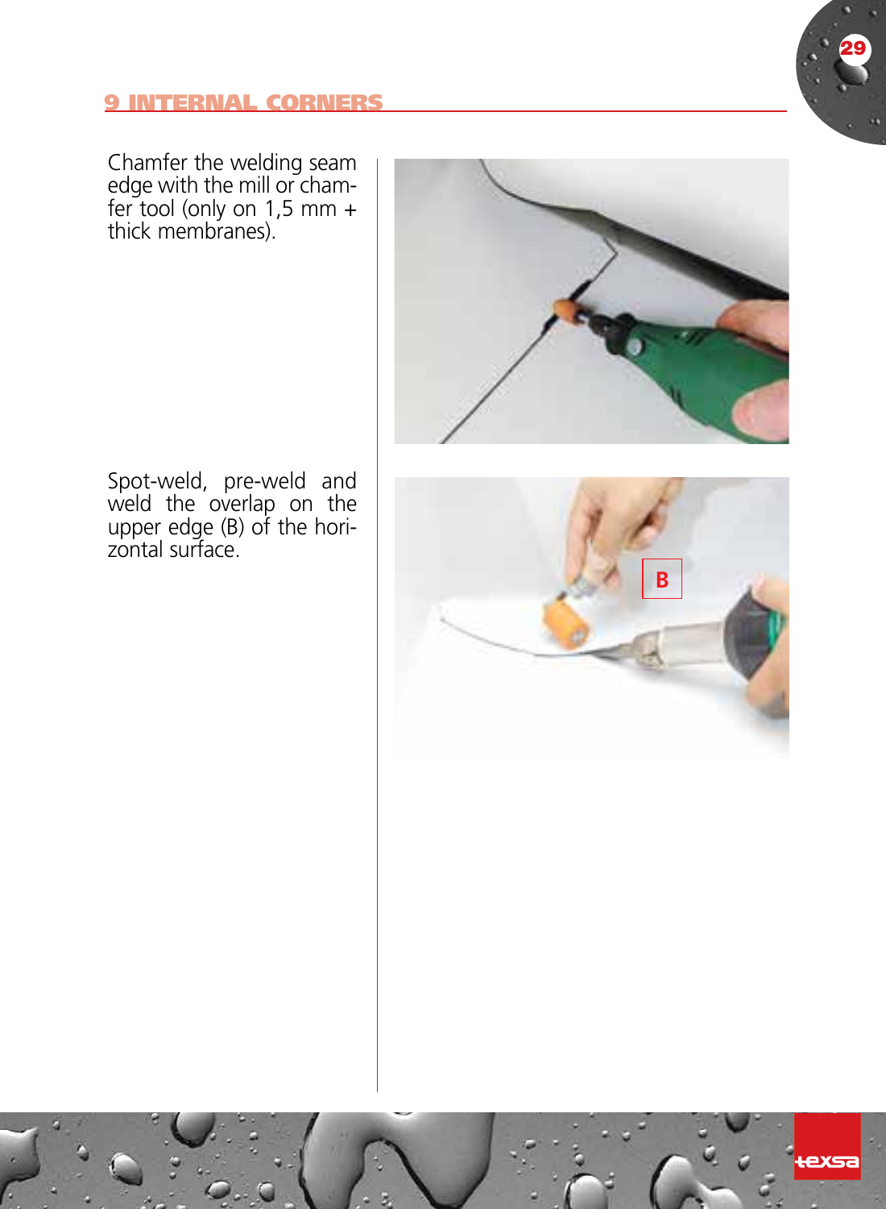## 9 INTERNAL CORNERS

Chamfer the welding seam edge with the mill or chamfer tool (only on 1,5 mm + thick membranes).

Spot-weld, pre-weld and weld the overlap on the upper edge (B) of the horizontal surface.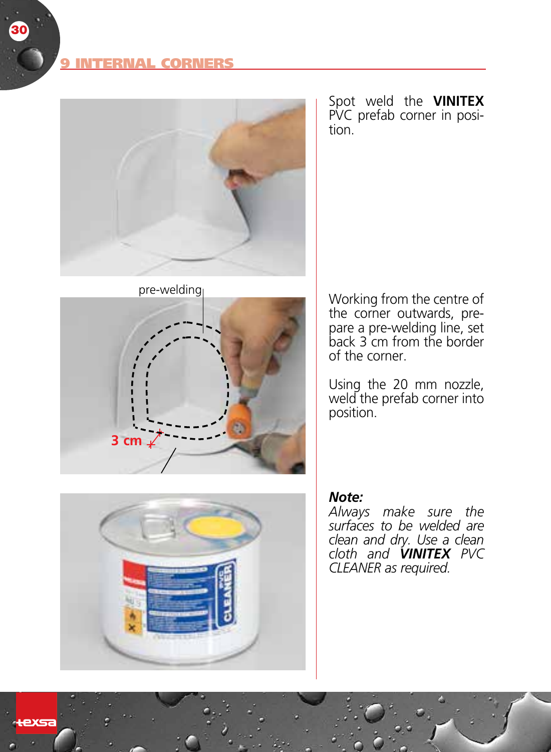## 9 INTERNAL CORNERS

pre-welding

3 cm

Spot weld the **VINITEX** PVC prefab corner in position.

Working from the centre of the corner outwards, prepare a pre-welding line, set back 3 cm from the border of the corner.

Using the 20 mm nozzle, weld the prefab corner into position.

***Note:***
*Always make sure the surfaces to be welded are clean and dry. Use a clean cloth and **VINITEX** PVC CLEANER as required.*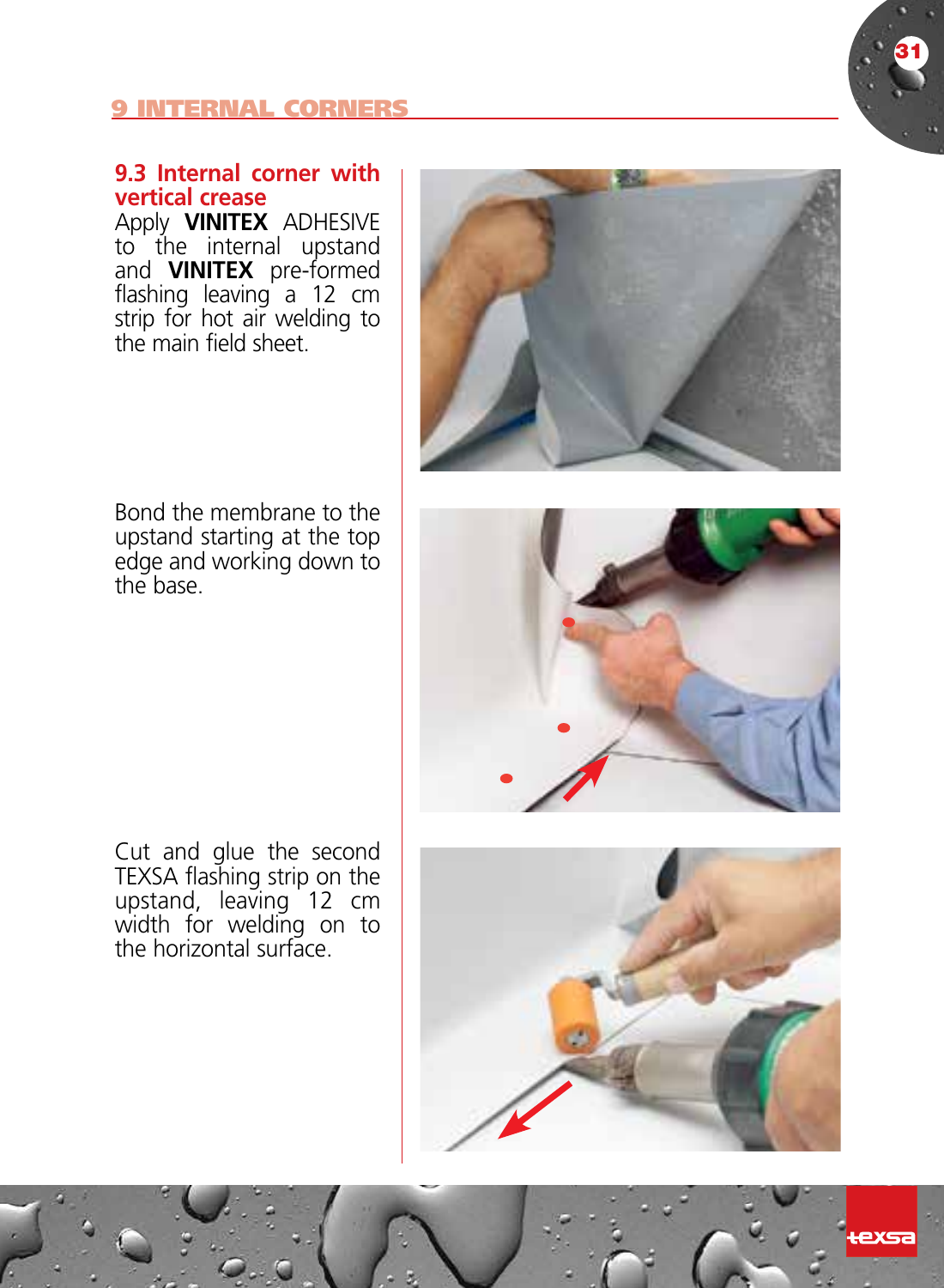## 9 INTERNAL CORNERS

### 9.3 Internal corner with vertical crease

Apply **VINITEX** ADHESIVE to the internal upstand and **VINITEX** pre-formed flashing leaving a 12 cm strip for hot air welding to the main field sheet.

Bond the membrane to the upstand starting at the top edge and working down to the base.

Cut and glue the second TEXSA flashing strip on the upstand, leaving 12 cm width for welding on to the horizontal surface.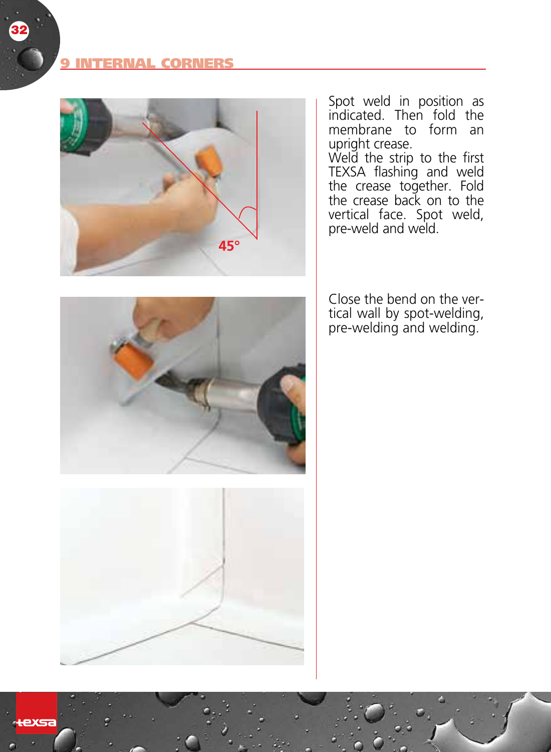## 9 INTERNAL CORNERS

45°

Spot weld in position as indicated. Then fold the membrane to form an upright crease.
Weld the strip to the first TEXSA flashing and weld the crease together. Fold the crease back on to the vertical face. Spot weld, pre-weld and weld.

Close the bend on the vertical wall by spot-welding, pre-welding and welding.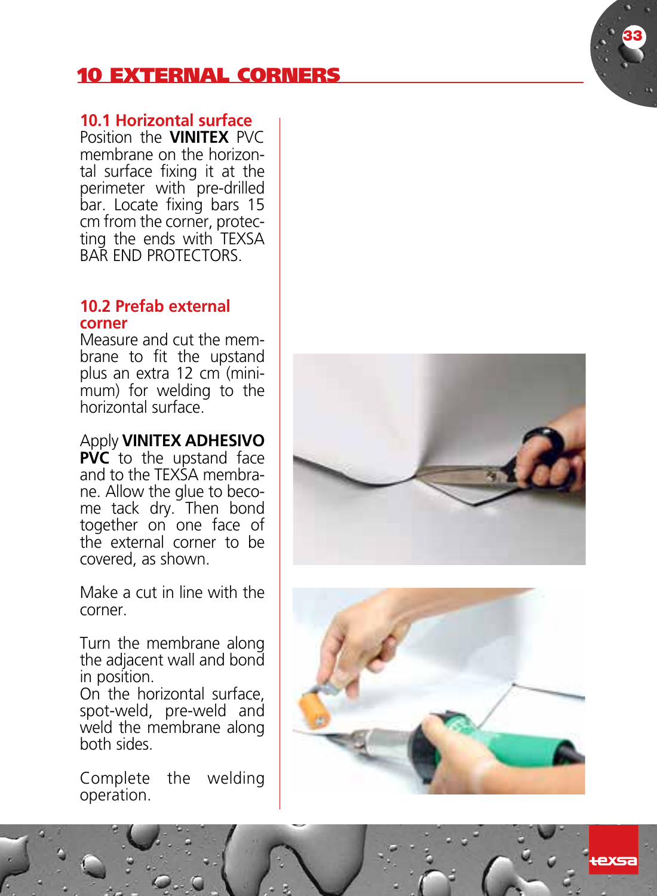# 10 EXTERNAL CORNERS

## 10.1 Horizontal surface

Position the **VINITEX** PVC membrane on the horizontal surface fixing it at the perimeter with pre-drilled bar. Locate fixing bars 15 cm from the corner, protecting the ends with TEXSA BAR END PROTECTORS.

## 10.2 Prefab external corner

Measure and cut the membrane to fit the upstand plus an extra 12 cm (minimum) for welding to the horizontal surface.

Apply **VINITEX ADHESIVO PVC** to the upstand face and to the TEXSA membrane. Allow the glue to become tack dry. Then bond together on one face of the external corner to be covered, as shown.

Make a cut in line with the corner.

Turn the membrane along the adjacent wall and bond in position.
On the horizontal surface, spot-weld, pre-weld and weld the membrane along both sides.

Complete the welding operation.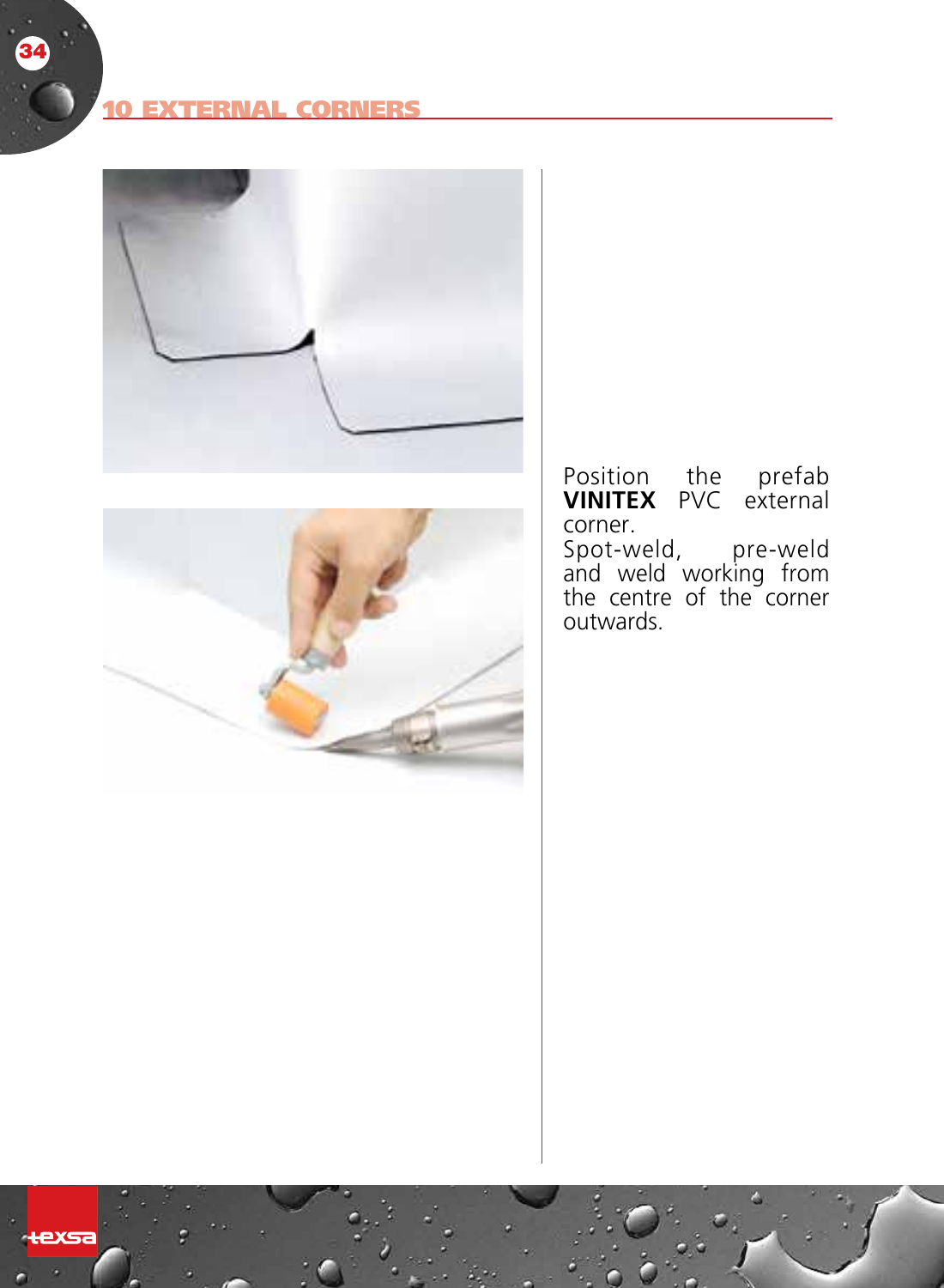## 10 EXTERNAL CORNERS

Position the prefab **VINITEX** PVC external corner.

Spot-weld, pre-weld and weld working from the centre of the corner outwards.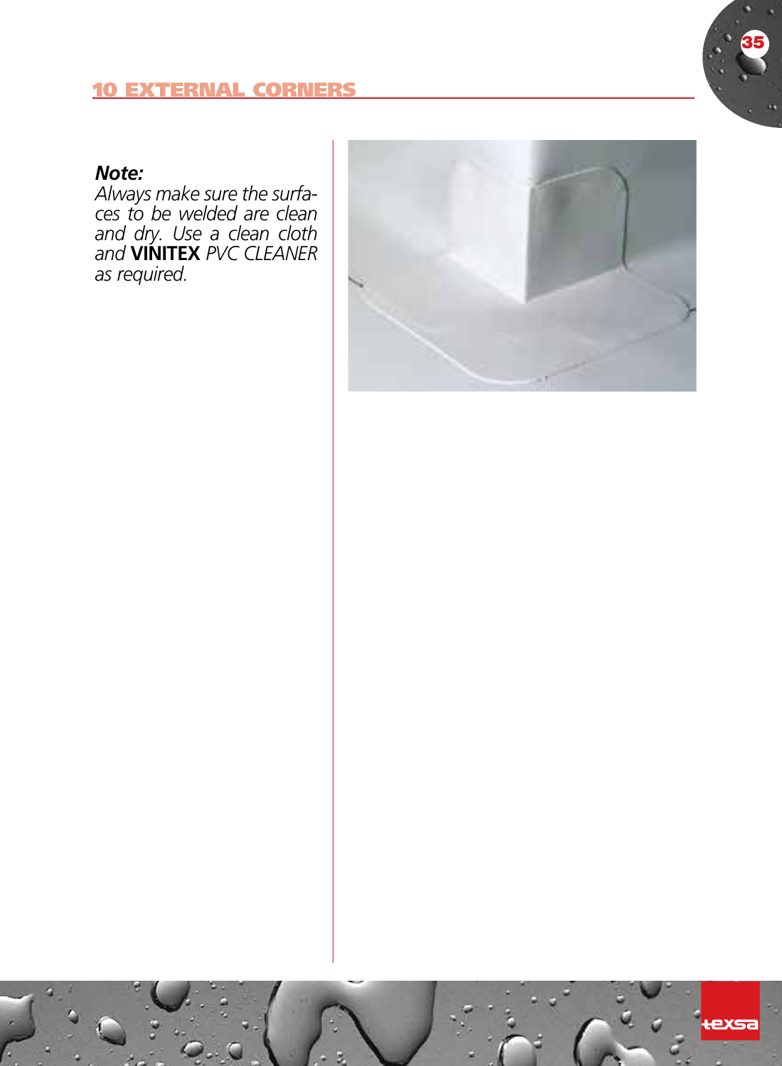## 10 EXTERNAL CORNERS

***Note:***
*Always make sure the surfaces to be welded are clean and dry. Use a clean cloth and* **VINITEX** *PVC CLEANER as required.*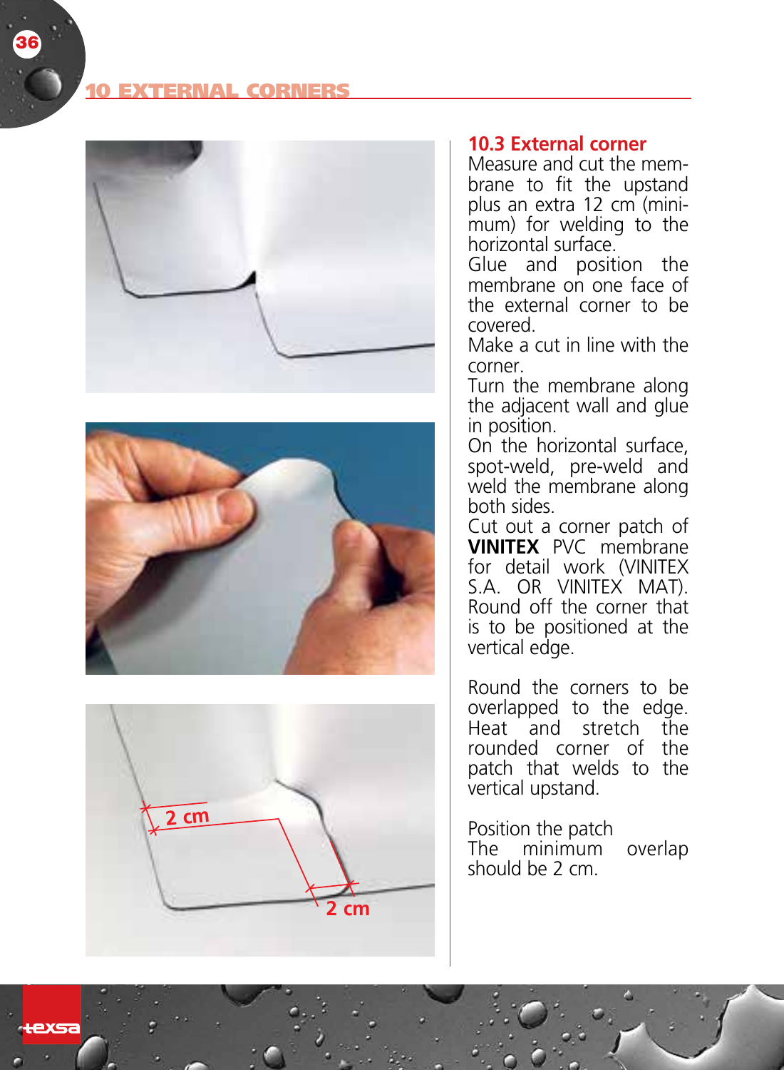## 10 EXTERNAL CORNERS

2 cm

2 cm

### 10.3 External corner

Measure and cut the membrane to fit the upstand plus an extra 12 cm (minimum) for welding to the horizontal surface.
Glue and position the membrane on one face of the external corner to be covered.
Make a cut in line with the corner.
Turn the membrane along the adjacent wall and glue in position.
On the horizontal surface, spot-weld, pre-weld and weld the membrane along both sides.
Cut out a corner patch of **VINITEX** PVC membrane for detail work (VINITEX S.A. OR VINITEX MAT). Round off the corner that is to be positioned at the vertical edge.

Round the corners to be overlapped to the edge. Heat and stretch the rounded corner of the patch that welds to the vertical upstand.

Position the patch
The minimum overlap should be 2 cm.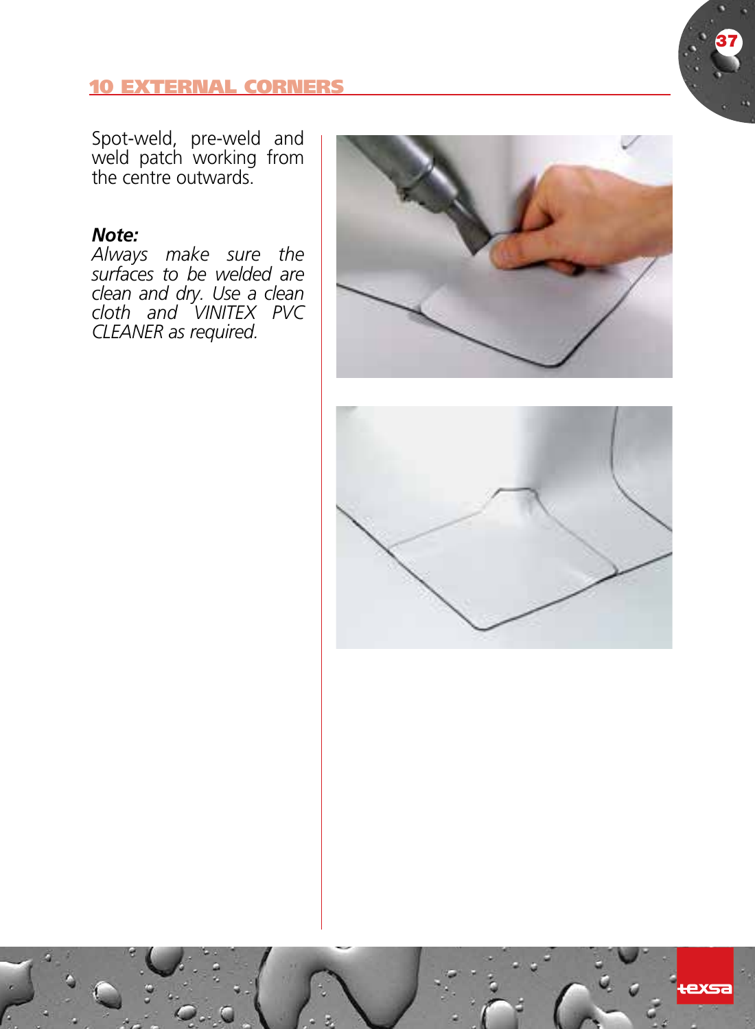## 10 EXTERNAL CORNERS

Spot-weld, pre-weld and weld patch working from the centre outwards.

***Note:***
*Always make sure the surfaces to be welded are clean and dry. Use a clean cloth and VINITEX PVC CLEANER as required.*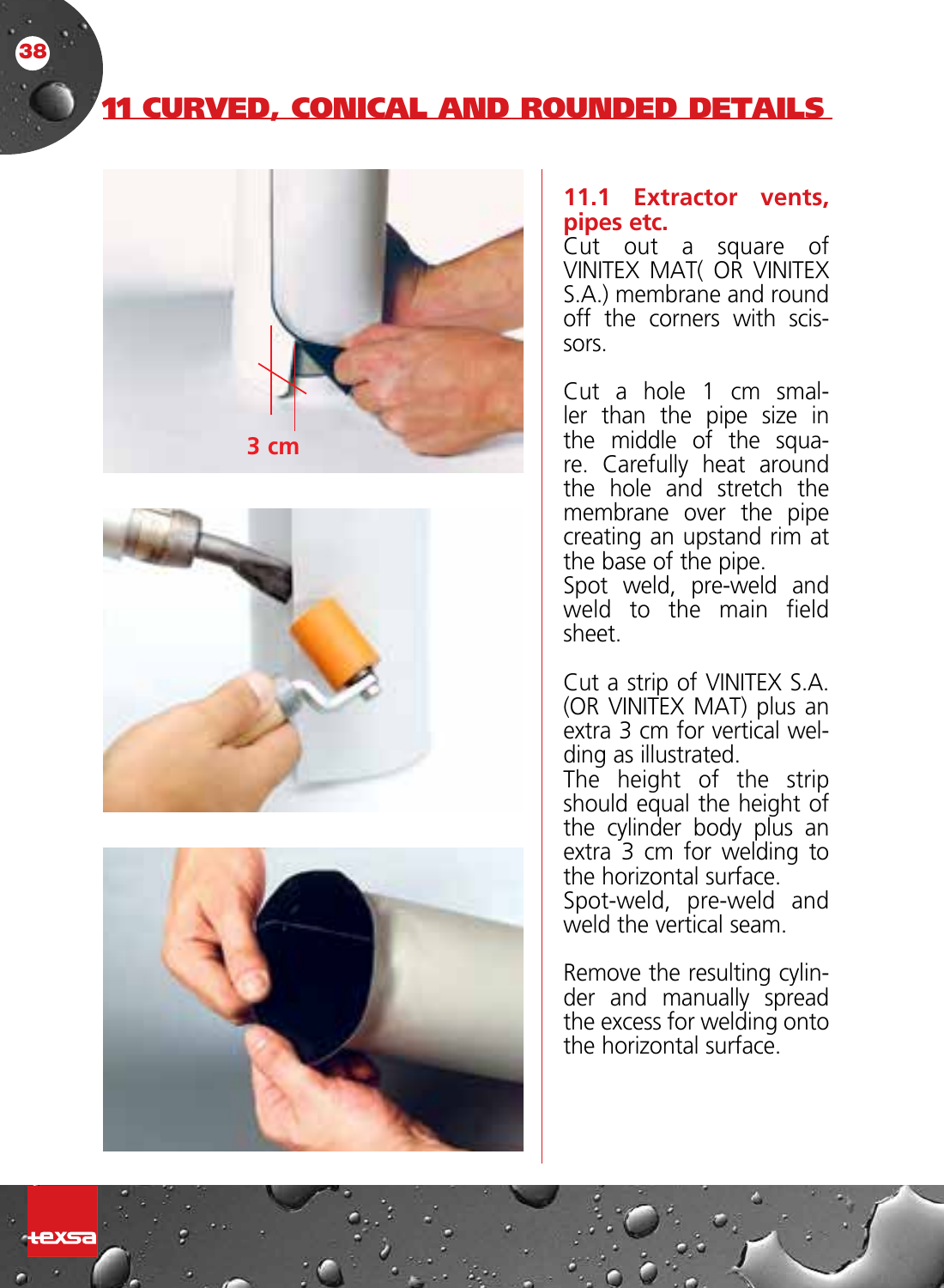# 11 CURVED, CONICAL AND ROUNDED DETAILS

3 cm

## 11.1 Extractor vents, pipes etc.

Cut out a square of VINITEX MAT( OR VINITEX S.A.) membrane and round off the corners with scissors.

Cut a hole 1 cm smaller than the pipe size in the middle of the square. Carefully heat around the hole and stretch the membrane over the pipe creating an upstand rim at the base of the pipe.
Spot weld, pre-weld and weld to the main field sheet.

Cut a strip of VINITEX S.A. (OR VINITEX MAT) plus an extra 3 cm for vertical welding as illustrated.
The height of the strip should equal the height of the cylinder body plus an extra 3 cm for welding to the horizontal surface.
Spot-weld, pre-weld and weld the vertical seam.

Remove the resulting cylinder and manually spread the excess for welding onto the horizontal surface.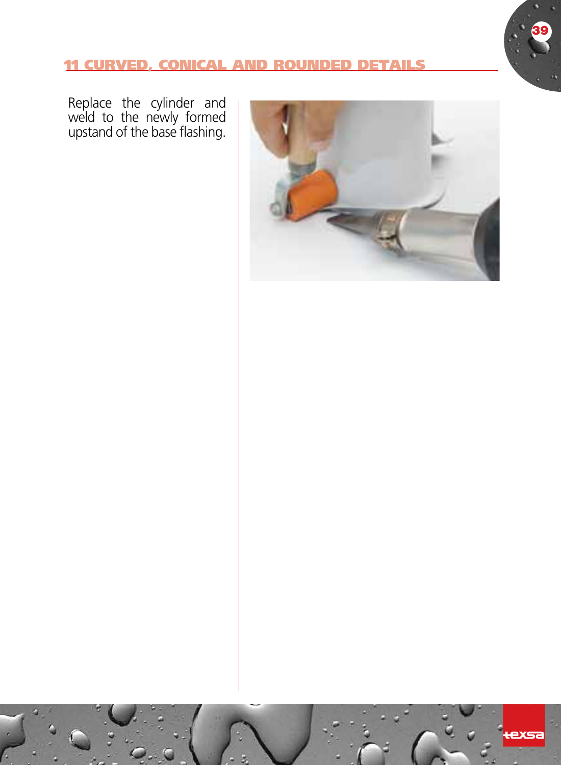## 11 CURVED, CONICAL AND ROUNDED DETAILS

Replace the cylinder and weld to the newly formed upstand of the base flashing.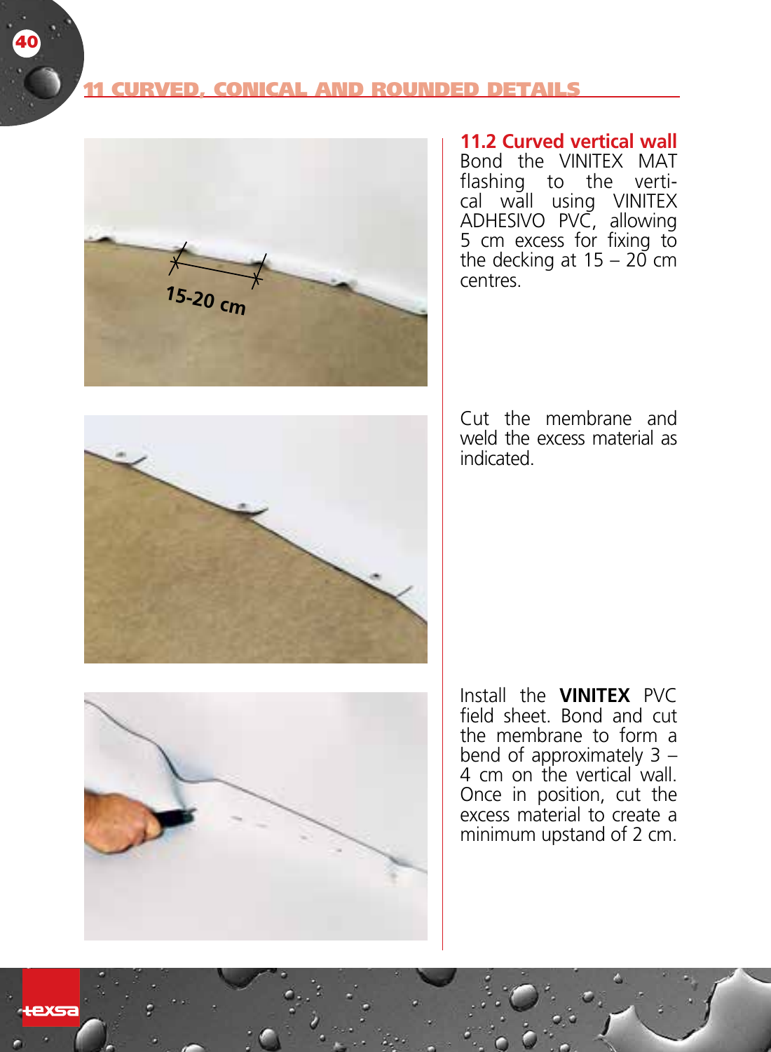## 11 CURVED, CONICAL AND ROUNDED DETAILS

15-20 cm

### 11.2 Curved vertical wall

Bond the VINITEX MAT flashing to the vertical wall using VINITEX ADHESIVO PVC, allowing 5 cm excess for fixing to the decking at 15 – 20 cm centres.

Cut the membrane and weld the excess material as indicated.

Install the **VINITEX** PVC field sheet. Bond and cut the membrane to form a bend of approximately 3 – 4 cm on the vertical wall. Once in position, cut the excess material to create a minimum upstand of 2 cm.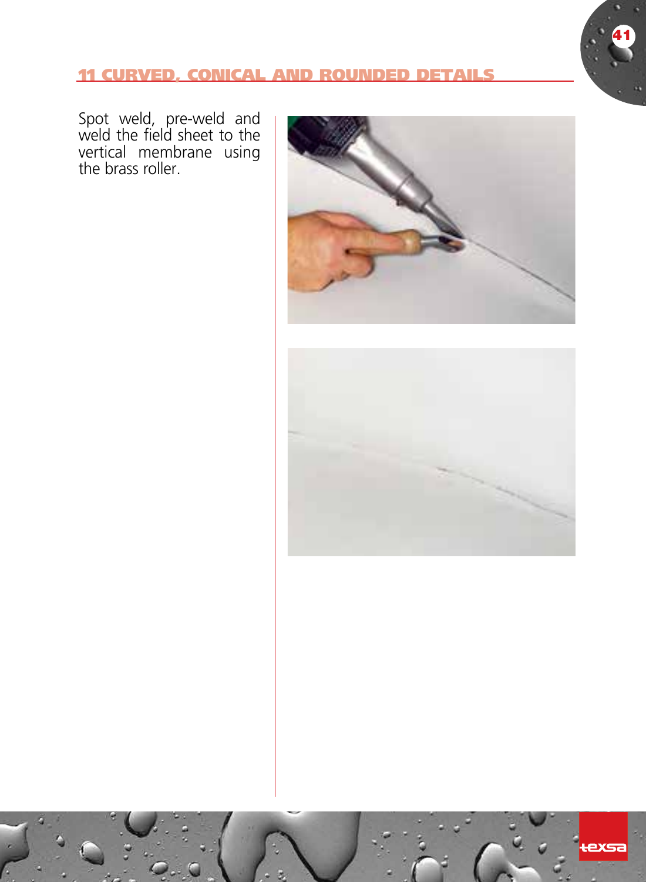## 11 CURVED, CONICAL AND ROUNDED DETAILS

Spot weld, pre-weld and weld the field sheet to the vertical membrane using the brass roller.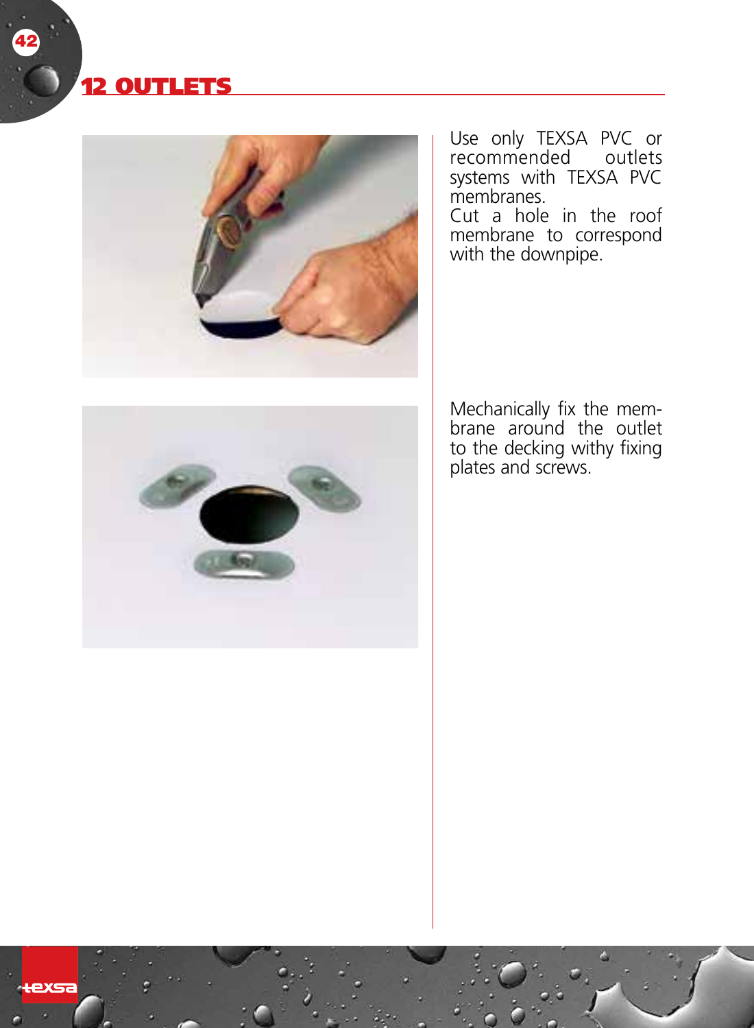## 12 OUTLETS

Use only TEXSA PVC or recommended outlets systems with TEXSA PVC membranes.
Cut a hole in the roof membrane to correspond with the downpipe.

Mechanically fix the membrane around the outlet to the decking withy fixing plates and screws.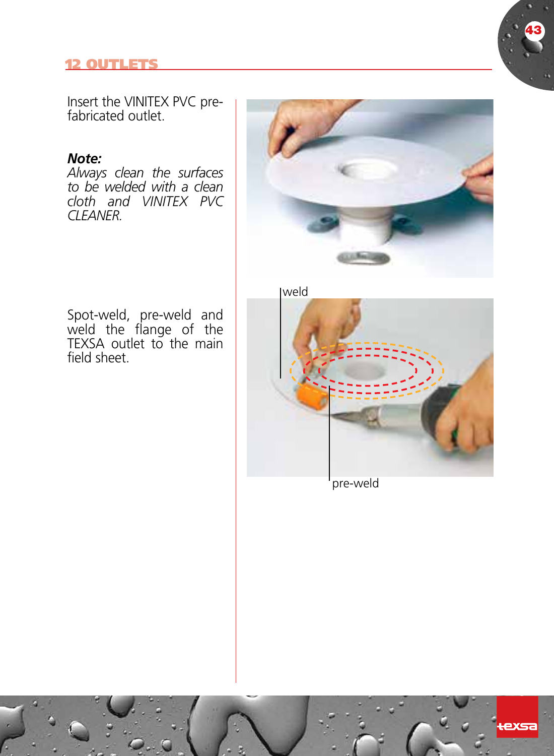## 12 OUTLETS

Insert the VINITEX PVC pre-fabricated outlet.

***Note:***
*Always clean the surfaces to be welded with a clean cloth and VINITEX PVC CLEANER.*

Spot-weld, pre-weld and weld the flange of the TEXSA outlet to the main field sheet.

weld

pre-weld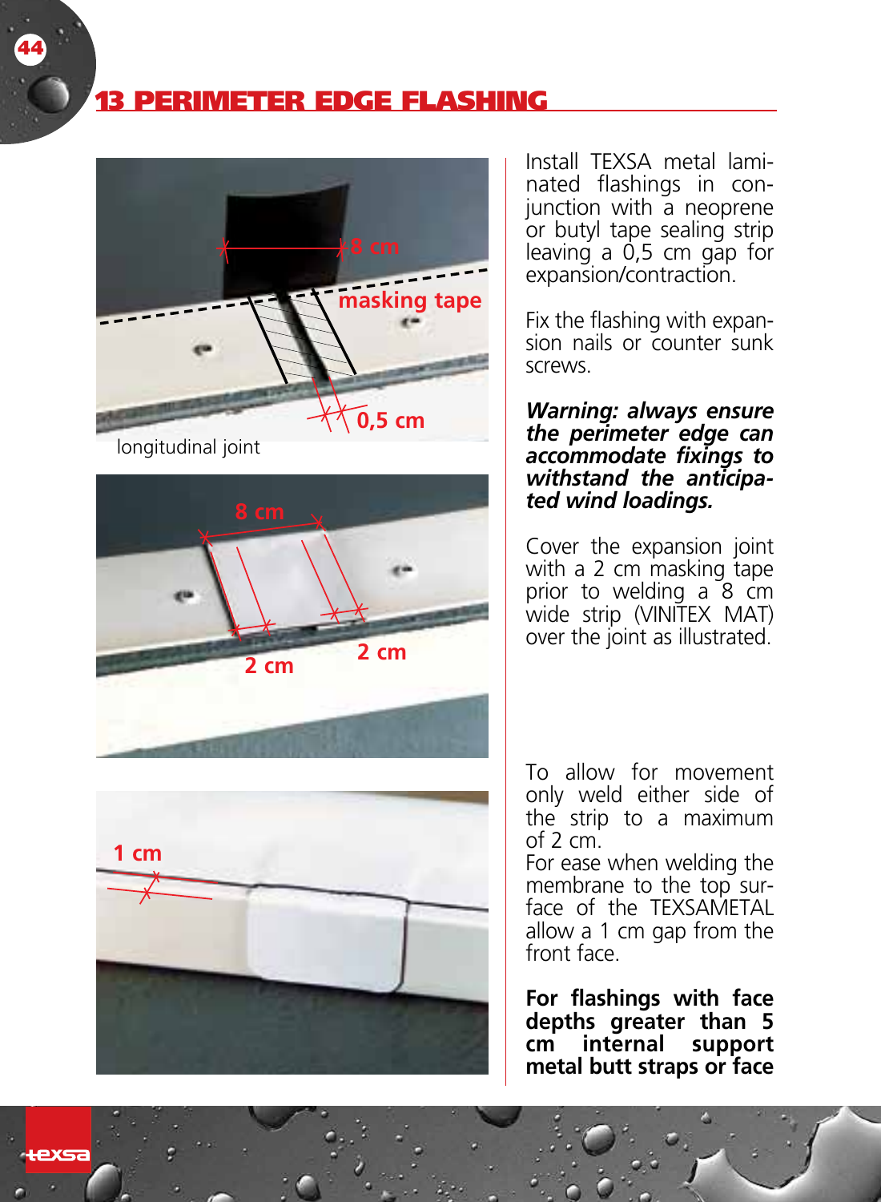## 13 PERIMETER EDGE FLASHING

8 cm

masking tape

0,5 cm

longitudinal joint

8 cm

2 cm

2 cm

1 cm

Install TEXSA metal laminated flashings in conjunction with a neoprene or butyl tape sealing strip leaving a 0,5 cm gap for expansion/contraction.

Fix the flashing with expansion nails or counter sunk screws.

***Warning: always ensure the perimeter edge can accommodate fixings to withstand the anticipated wind loadings.***

Cover the expansion joint with a 2 cm masking tape prior to welding a 8 cm wide strip (VINITEX MAT) over the joint as illustrated.

To allow for movement only weld either side of the strip to a maximum of 2 cm.
For ease when welding the membrane to the top surface of the TEXSAMETAL allow a 1 cm gap from the front face.

**For flashings with face depths greater than 5 cm internal support metal butt straps or face**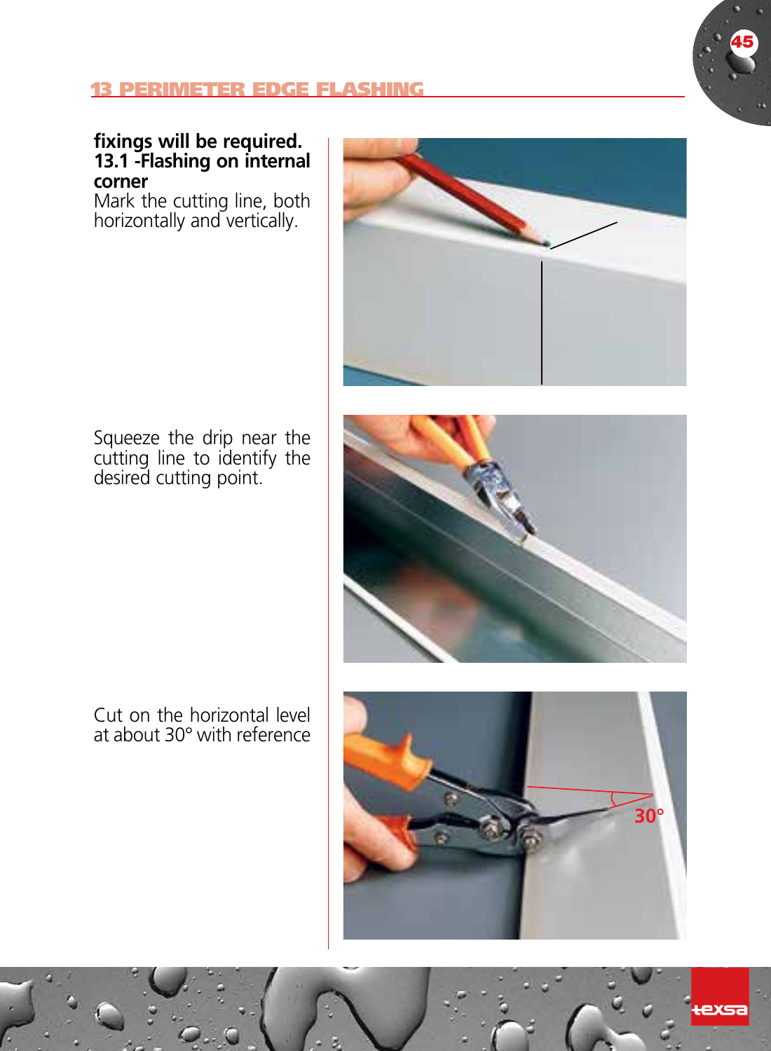## 13 PERIMETER EDGE FLASHING

**fixings will be required.**

**13.1 -Flashing on internal corner**

Mark the cutting line, both horizontally and vertically.

Squeeze the drip near the cutting line to identify the desired cutting point.

Cut on the horizontal level at about 30° with reference

30°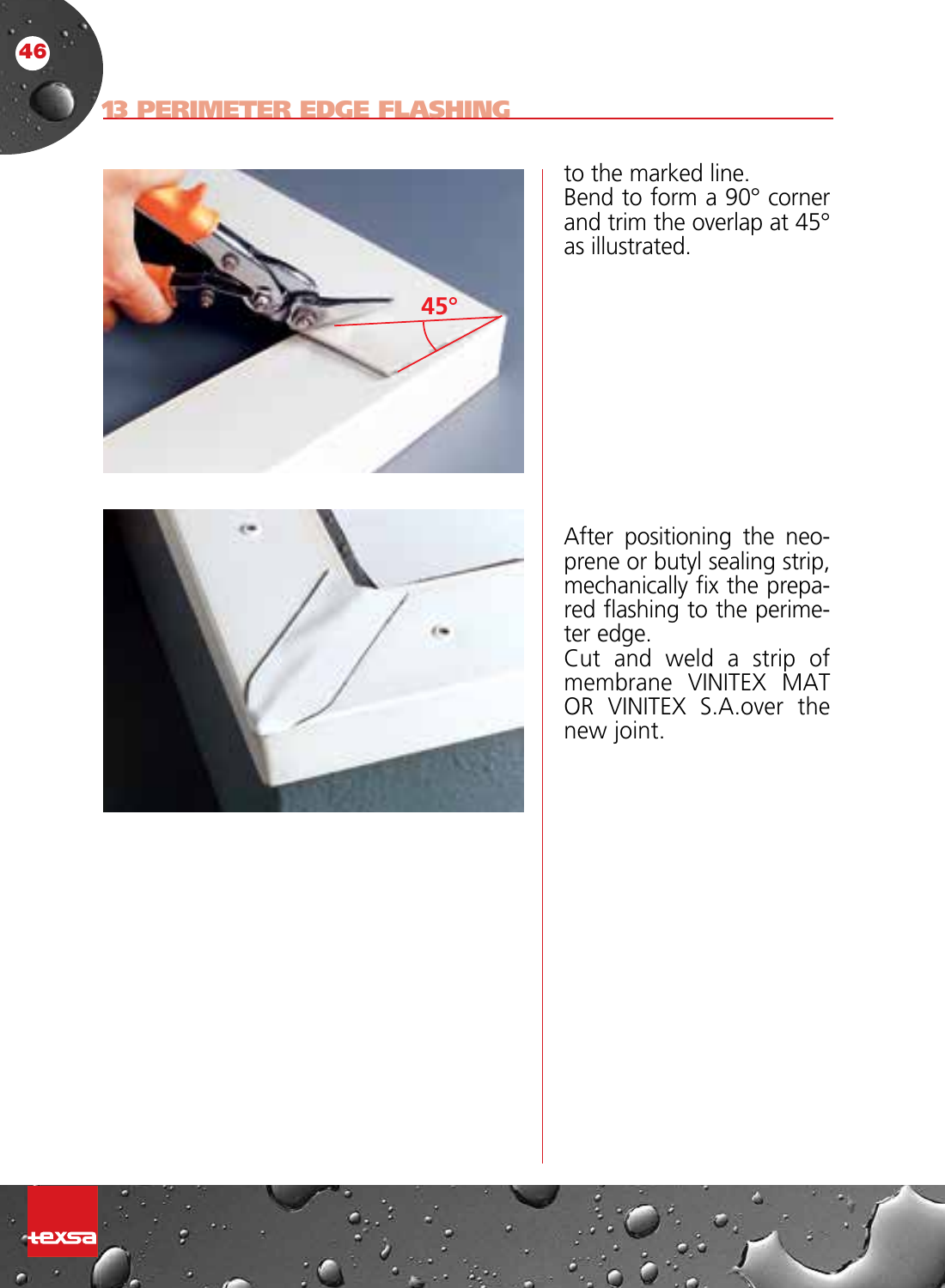## 13 PERIMETER EDGE FLASHING

45°

to the marked line.
Bend to form a 90° corner and trim the overlap at 45° as illustrated.

After positioning the neoprene or butyl sealing strip, mechanically fix the prepared flashing to the perimeter edge.
Cut and weld a strip of membrane VINITEX MAT OR VINITEX S.A.over the new joint.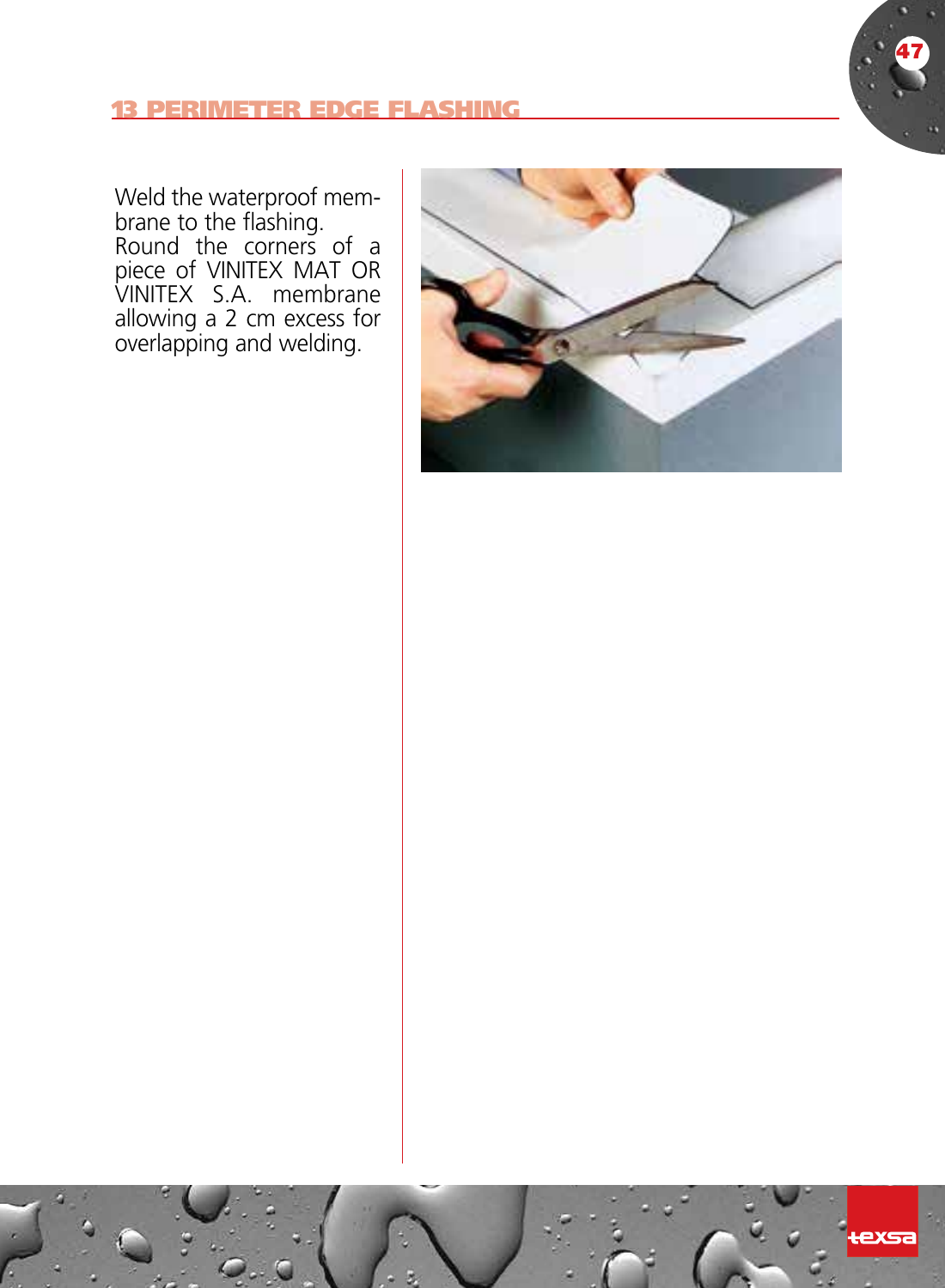## 13 PERIMETER EDGE FLASHING

Weld the waterproof membrane to the flashing.
Round the corners of a piece of VINITEX MAT OR VINITEX S.A. membrane allowing a 2 cm excess for overlapping and welding.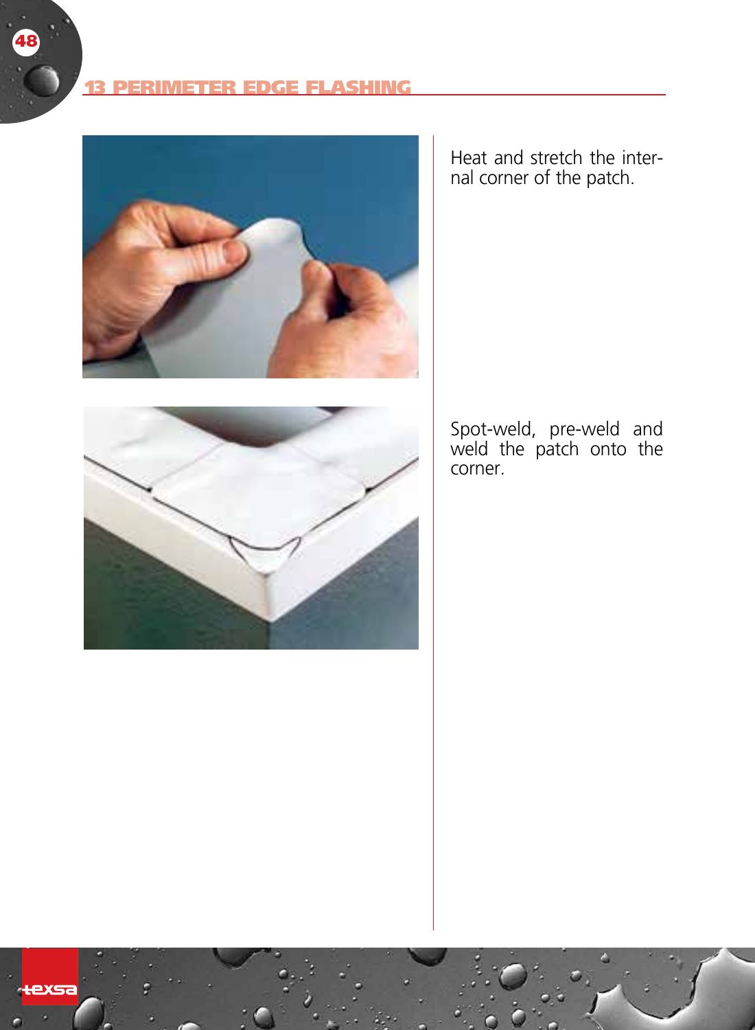## 13 PERIMETER EDGE FLASHING

Heat and stretch the internal corner of the patch.

Spot-weld, pre-weld and weld the patch onto the corner.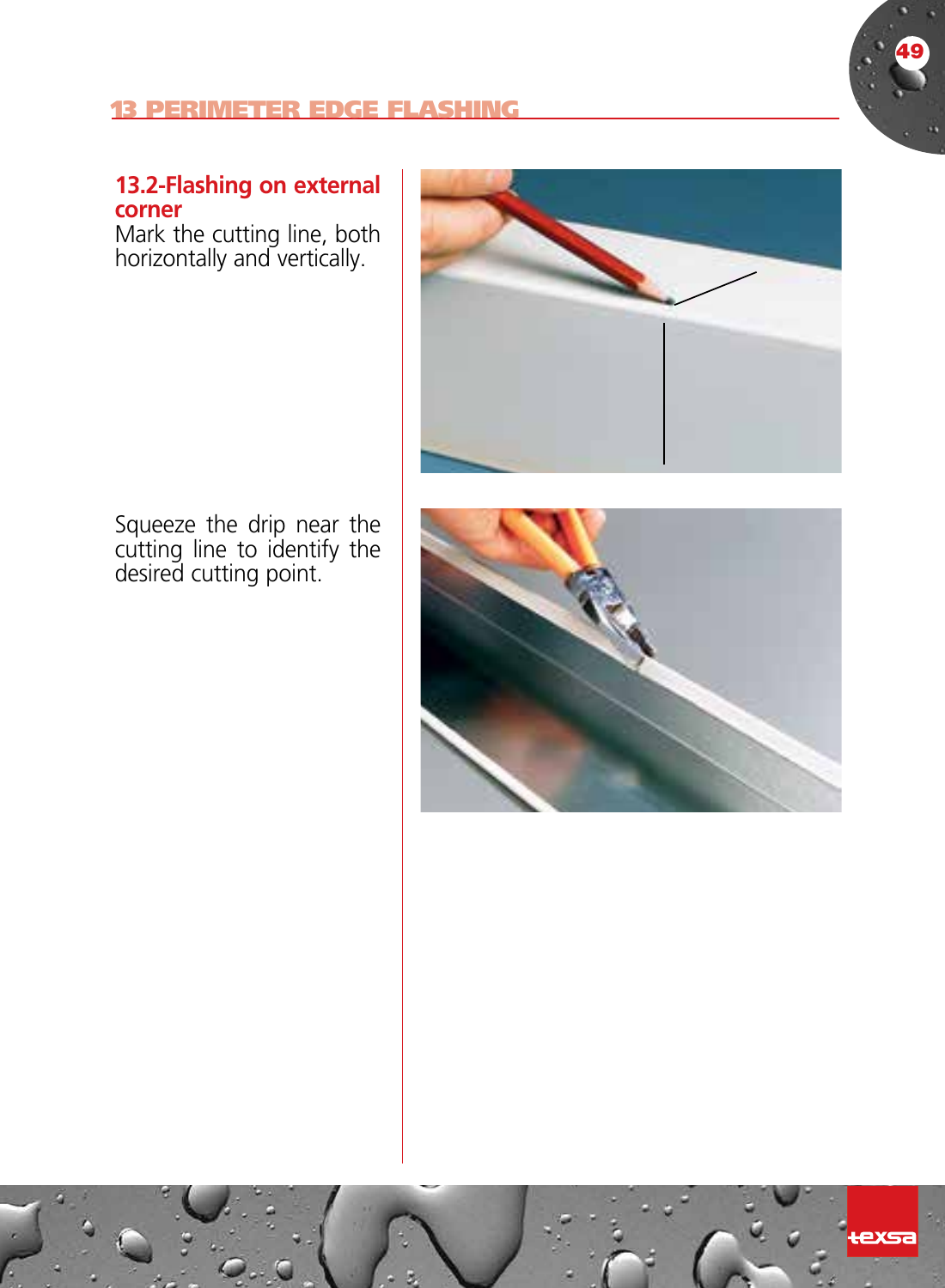## 13 PERIMETER EDGE FLASHING

### 13.2-Flashing on external corner

Mark the cutting line, both horizontally and vertically.

Squeeze the drip near the cutting line to identify the desired cutting point.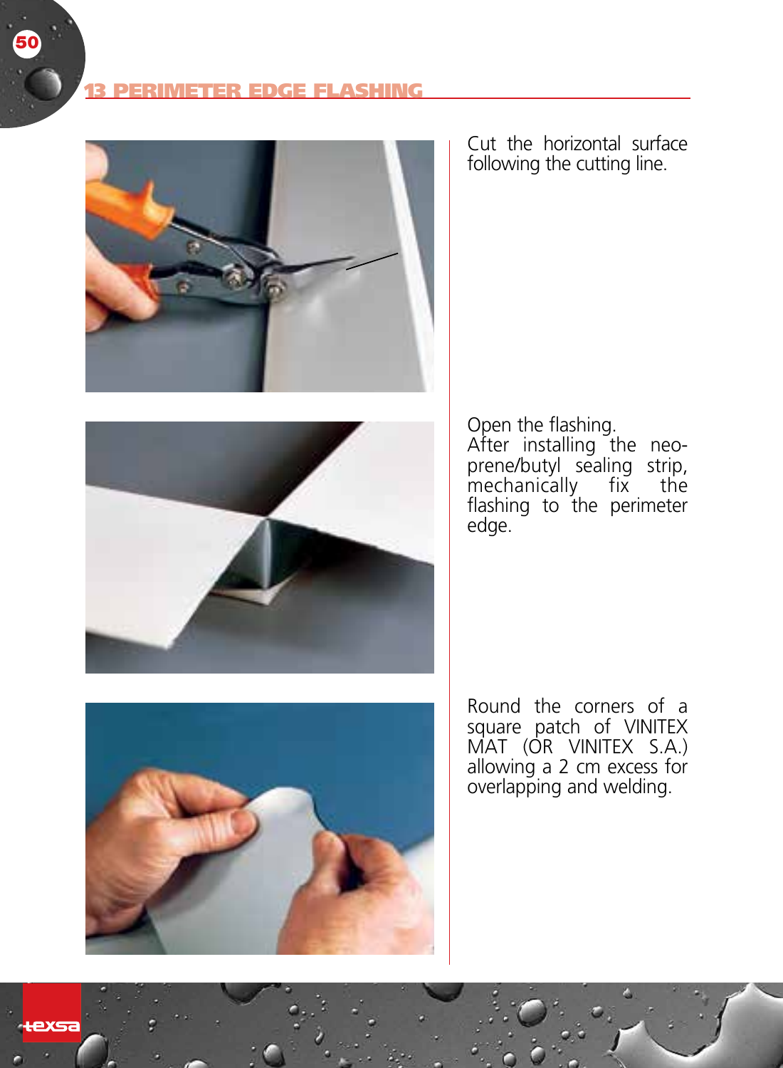## 13 PERIMETER EDGE FLASHING

Cut the horizontal surface following the cutting line.

Open the flashing.
After installing the neoprene/butyl sealing strip, mechanically fix the flashing to the perimeter edge.

Round the corners of a square patch of VINITEX MAT (OR VINITEX S.A.) allowing a 2 cm excess for overlapping and welding.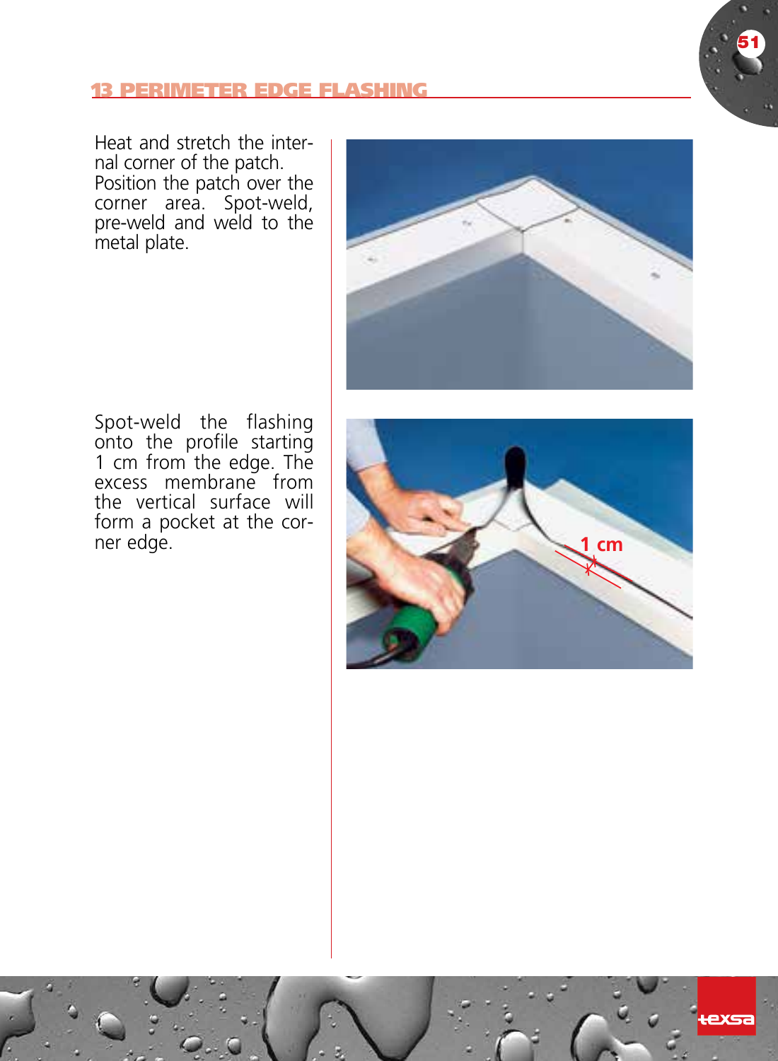## 13 PERIMETER EDGE FLASHING

Heat and stretch the internal corner of the patch. Position the patch over the corner area. Spot-weld, pre-weld and weld to the metal plate.

Spot-weld the flashing onto the profile starting 1 cm from the edge. The excess membrane from the vertical surface will form a pocket at the corner edge.

1 cm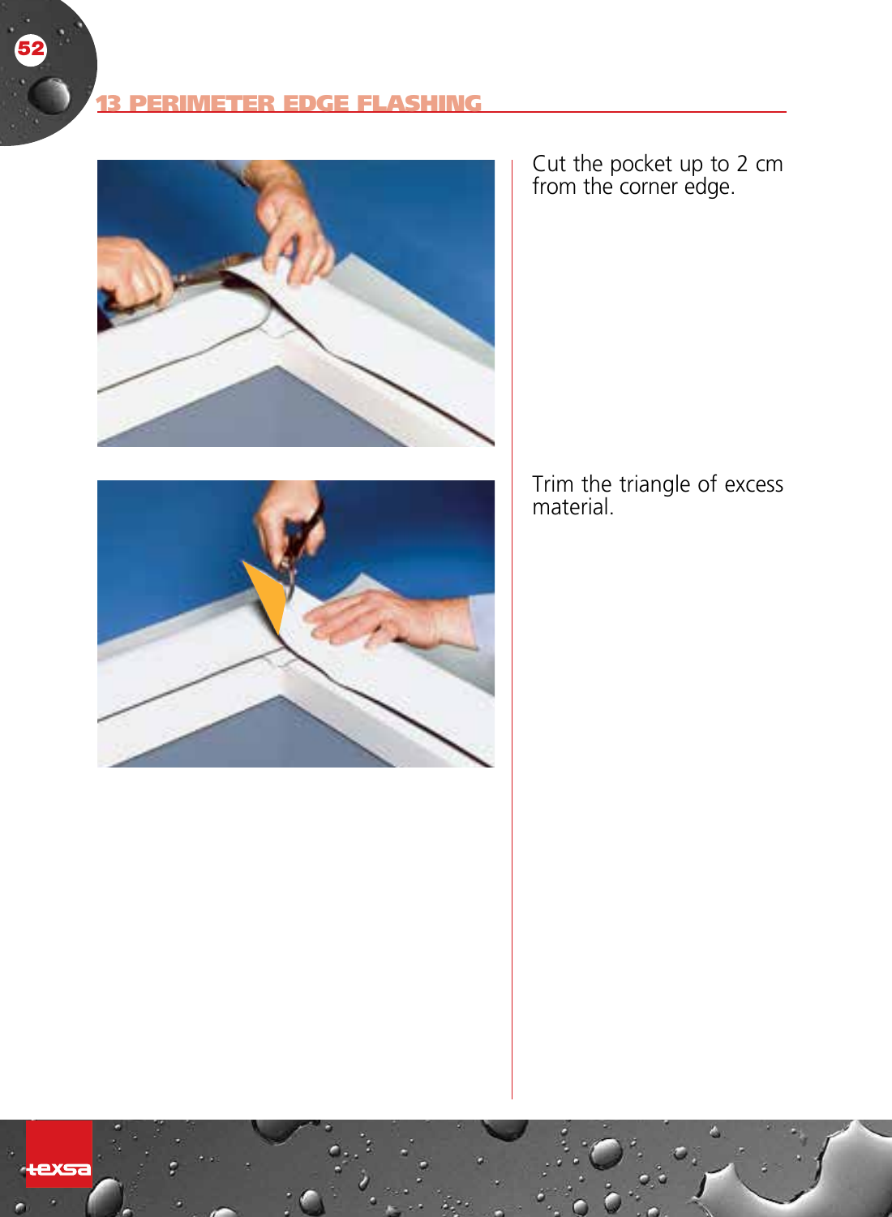## 13 PERIMETER EDGE FLASHING

Cut the pocket up to 2 cm from the corner edge.

Trim the triangle of excess material.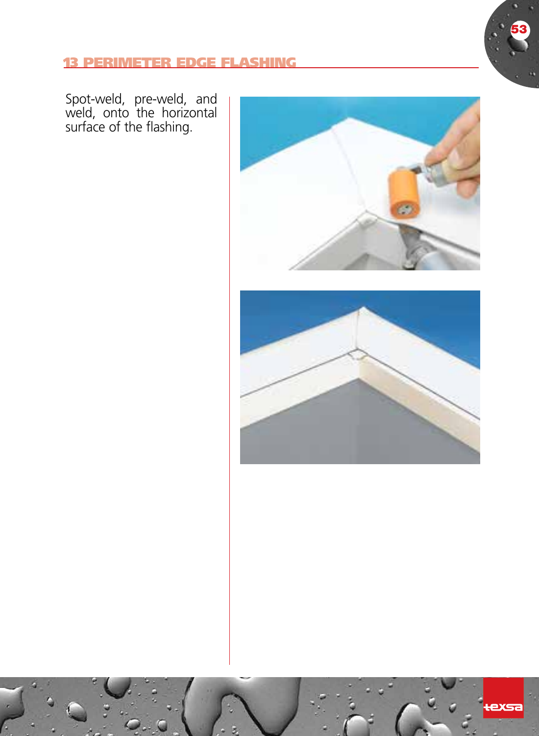## 13 PERIMETER EDGE FLASHING

Spot-weld, pre-weld, and weld, onto the horizontal surface of the flashing.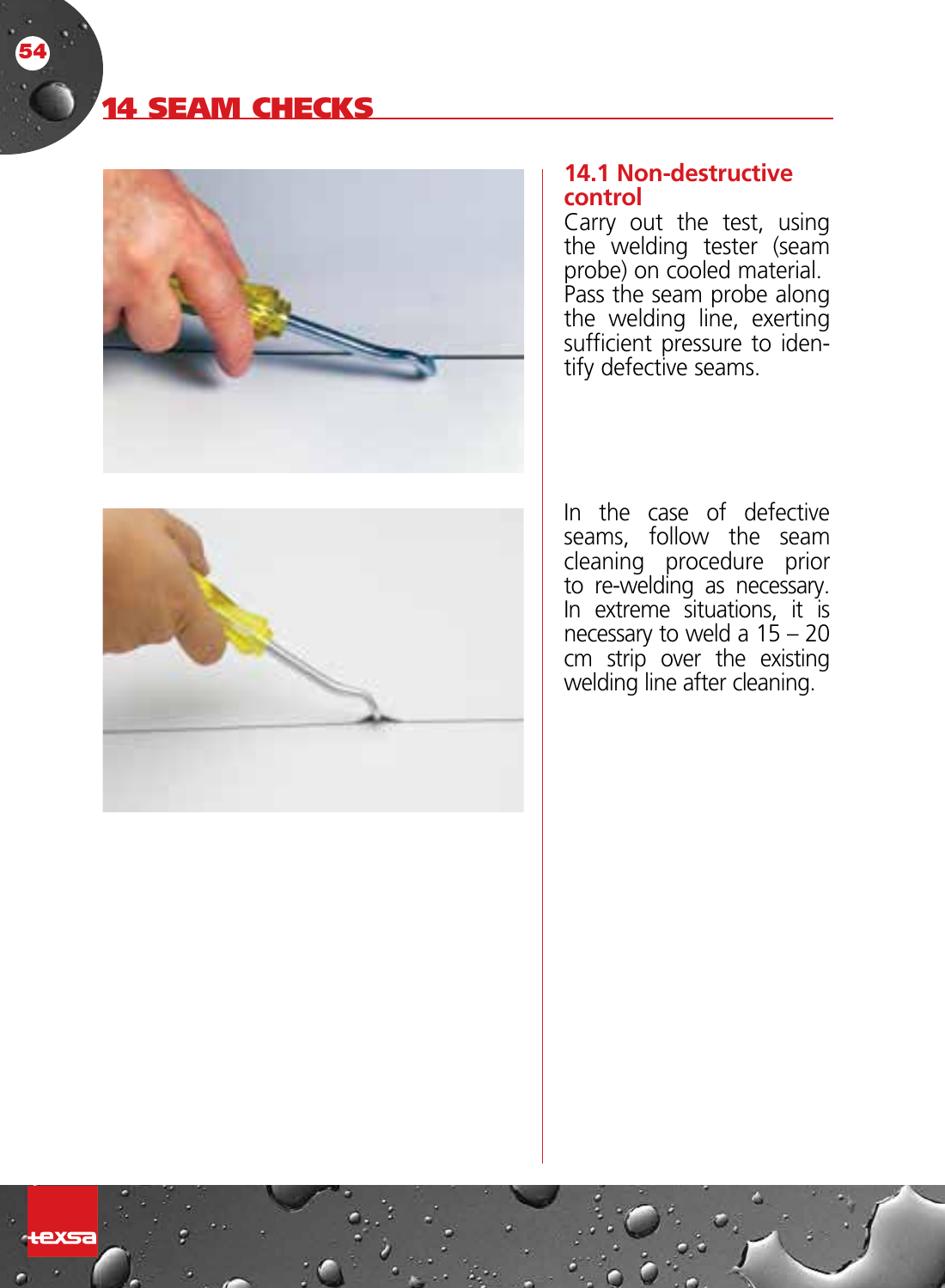# 14 SEAM CHECKS

## 14.1 Non-destructive control

Carry out the test, using the welding tester (seam probe) on cooled material. Pass the seam probe along the welding line, exerting sufficient pressure to identify defective seams.

In the case of defective seams, follow the seam cleaning procedure prior to re-welding as necessary. In extreme situations, it is necessary to weld a 15 – 20 cm strip over the existing welding line after cleaning.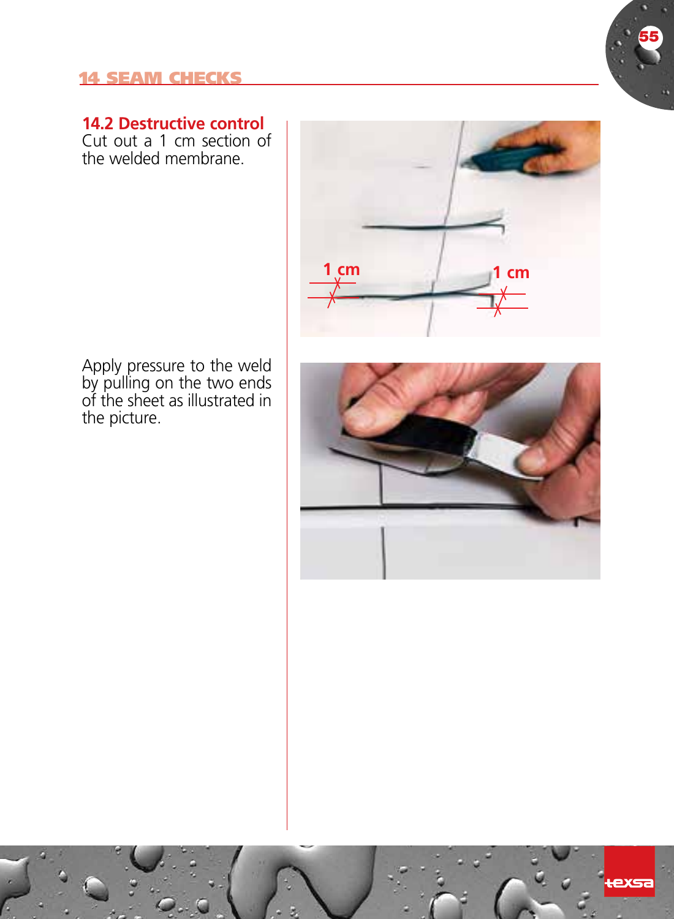## 14 SEAM CHECKS

### 14.2 Destructive control

Cut out a 1 cm section of the welded membrane.

1 cm

1 cm

Apply pressure to the weld by pulling on the two ends of the sheet as illustrated in the picture.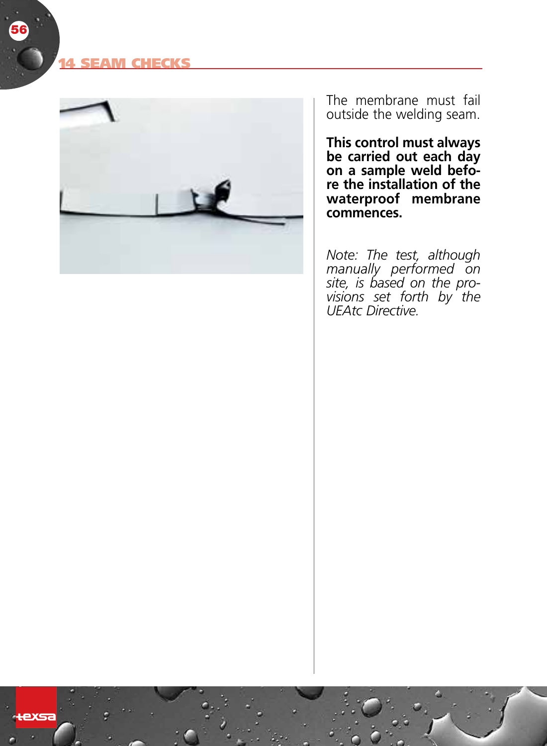## 14 SEAM CHECKS

The membrane must fail outside the welding seam.

**This control must always be carried out each day on a sample weld before the installation of the waterproof membrane commences.**

*Note: The test, although manually performed on site, is based on the provisions set forth by the UEAtc Directive.*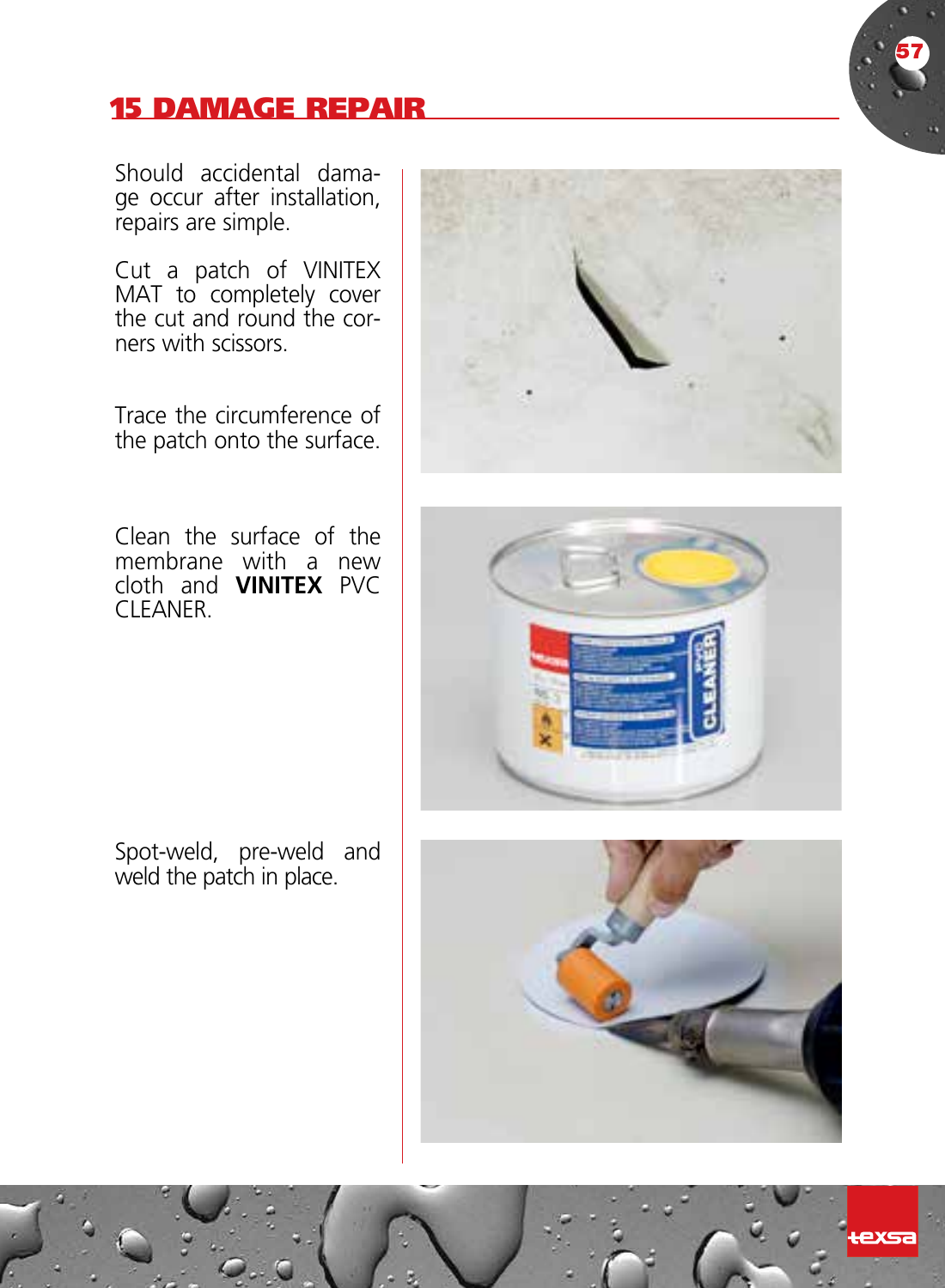## 15 DAMAGE REPAIR

Should accidental damage occur after installation, repairs are simple.

Cut a patch of VINITEX MAT to completely cover the cut and round the corners with scissors.

Trace the circumference of the patch onto the surface.

Clean the surface of the membrane with a new cloth and **VINITEX** PVC CLEANER.

Spot-weld, pre-weld and weld the patch in place.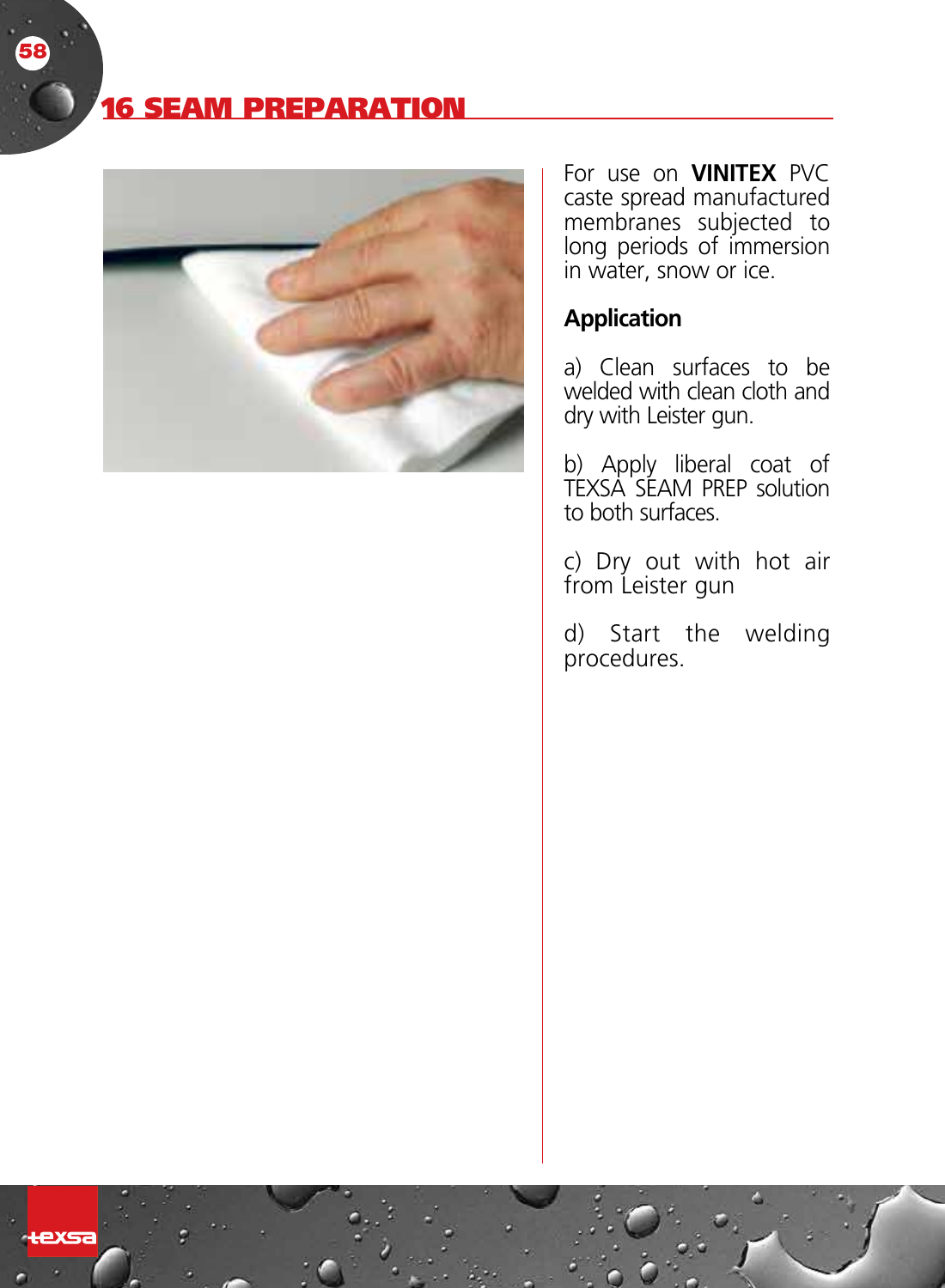# 16 SEAM PREPARATION

For use on **VINITEX** PVC caste spread manufactured membranes subjected to long periods of immersion in water, snow or ice.

## Application

a) Clean surfaces to be welded with clean cloth and dry with Leister gun.

b) Apply liberal coat of TEXSA SEAM PREP solution to both surfaces.

c) Dry out with hot air from Leister gun

d) Start the welding procedures.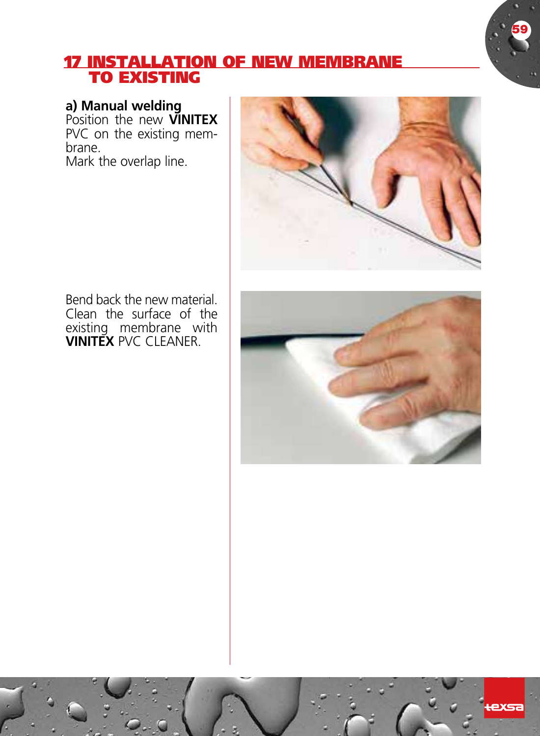## 17 INSTALLATION OF NEW MEMBRANE TO EXISTING

### a) Manual welding

Position the new **VINITEX** PVC on the existing membrane.
Mark the overlap line.

Bend back the new material.
Clean the surface of the existing membrane with **VINITEX** PVC CLEANER.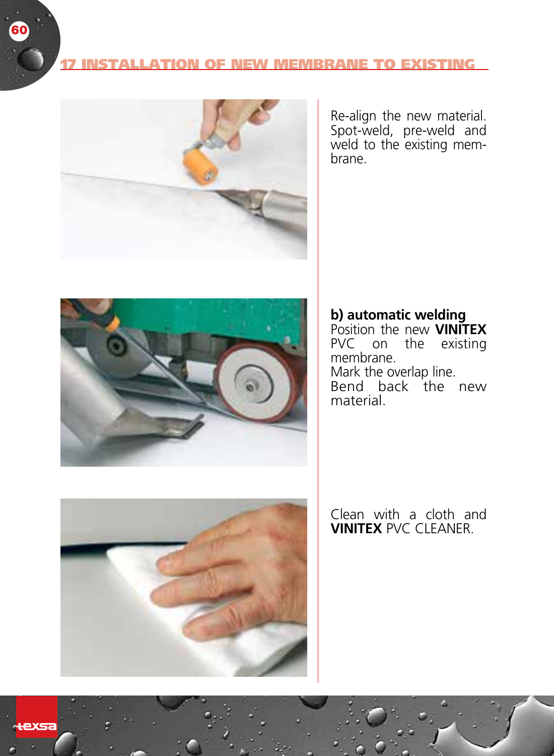## 17 INSTALLATION OF NEW MEMBRANE TO EXISTING

Re-align the new material. Spot-weld, pre-weld and weld to the existing membrane.

**b) automatic welding**
Position the new **VINITEX** PVC on the existing membrane.
Mark the overlap line.
Bend back the new material.

Clean with a cloth and **VINITEX** PVC CLEANER.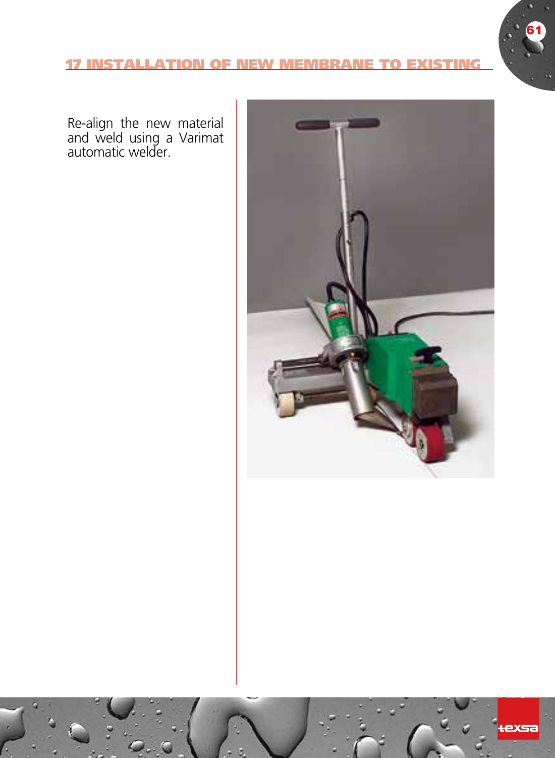## 17 INSTALLATION OF NEW MEMBRANE TO EXISTING

Re-align the new material and weld using a Varimat automatic welder.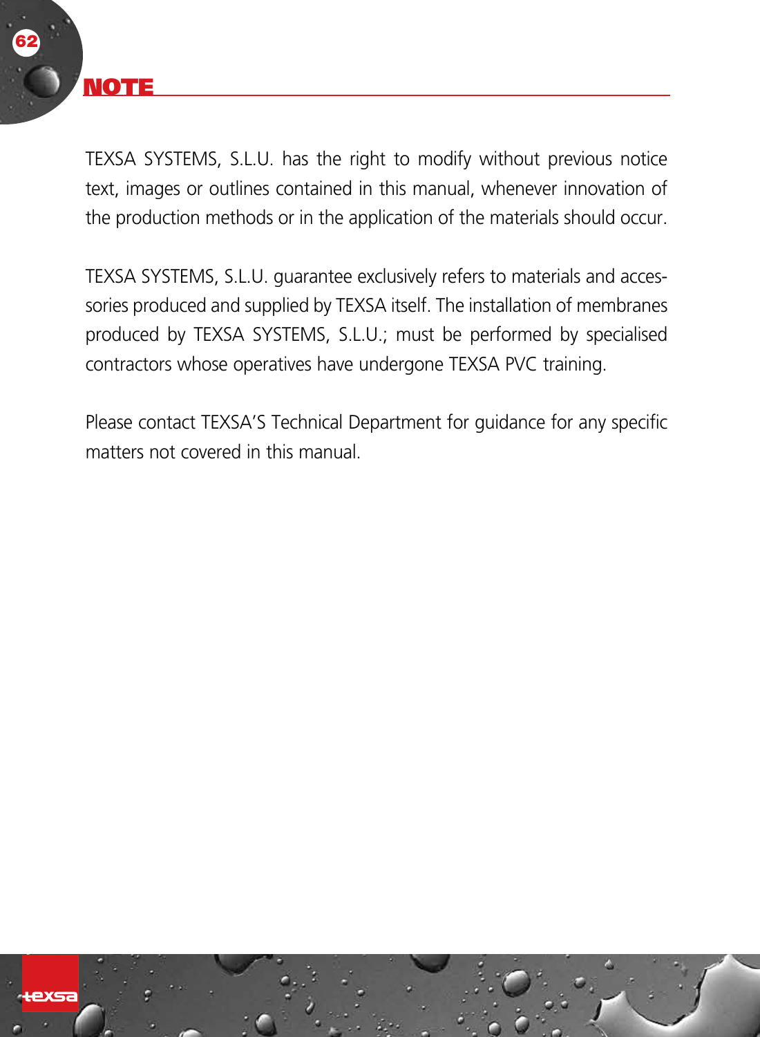# NOTE

TEXSA SYSTEMS, S.L.U. has the right to modify without previous notice text, images or outlines contained in this manual, whenever innovation of the production methods or in the application of the materials should occur.

TEXSA SYSTEMS, S.L.U. guarantee exclusively refers to materials and accessories produced and supplied by TEXSA itself. The installation of membranes produced by TEXSA SYSTEMS, S.L.U.; must be performed by specialised contractors whose operatives have undergone TEXSA PVC training.

Please contact TEXSA'S Technical Department for guidance for any specific matters not covered in this manual.